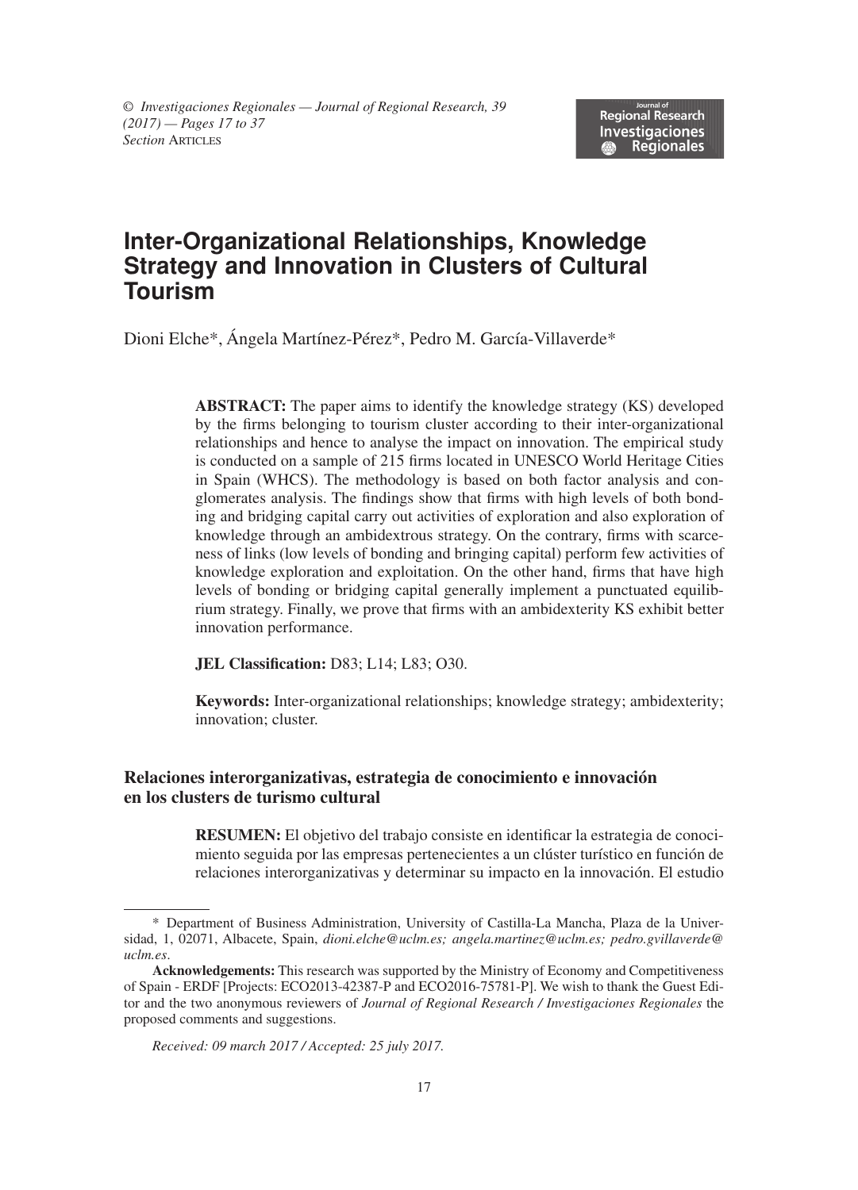# Inter-Organizational Relationships, Knowledge Strategy and Innovation in Clusters of Cultural Tourism

Dioni Elche*, Ángela Martínez-Pérez*, Pedro M. García-Villaverde*

**ABSTRACT:** The paper aims to identify the knowledge strategy (KS) developed by the firms belonging to tourism cluster according to their inter-organizational relationships and hence to analyse the impact on innovation. The empirical study is conducted on a sample of 215 firms located in UNESCO World Heritage Cities in Spain (WHCS). The methodology is based on both factor analysis and conglomerates analysis. The findings show that firms with high levels of both bonding and bridging capital carry out activities of exploration and also exploration of knowledge through an ambidextrous strategy. On the contrary, firms with scarceness of links (low levels of bonding and bringing capital) perform few activities of knowledge exploration and exploitation. On the other hand, firms that have high levels of bonding or bridging capital generally implement a punctuated equilibrium strategy. Finally, we prove that firms with an ambidexterity KS exhibit better innovation performance.

**JEL Classification:** D83; L14; L83; O30.

**Keywords:** Inter-organizational relationships; knowledge strategy; ambidexterity; innovation; cluster.

## Relaciones interorganizativas, estrategia de conocimiento e innovación en los clusters de turismo cultural

**RESUMEN:** El objetivo del trabajo consiste en identificar la estrategia de conocimiento seguida por las empresas pertenecientes a un clúster turístico en función de relaciones interorganizativas y determinar su impacto en la innovación. El estudio

---

\* Department of Business Administration, University of Castilla-La Mancha, Plaza de la Universidad, 1, 02071, Albacete, Spain, *dioni.elche@uclm.es; angela.martinez@uclm.es; pedro.gvillaverde@uclm.es*.

**Acknowledgements:** This research was supported by the Ministry of Economy and Competitiveness of Spain - ERDF [Projects: ECO2013-42387-P and ECO2016-75781-P]. We wish to thank the Guest Editor and the two anonymous reviewers of *Journal of Regional Research / Investigaciones Regionales* the proposed comments and suggestions.

*Received: 09 march 2017 / Accepted: 25 july 2017.*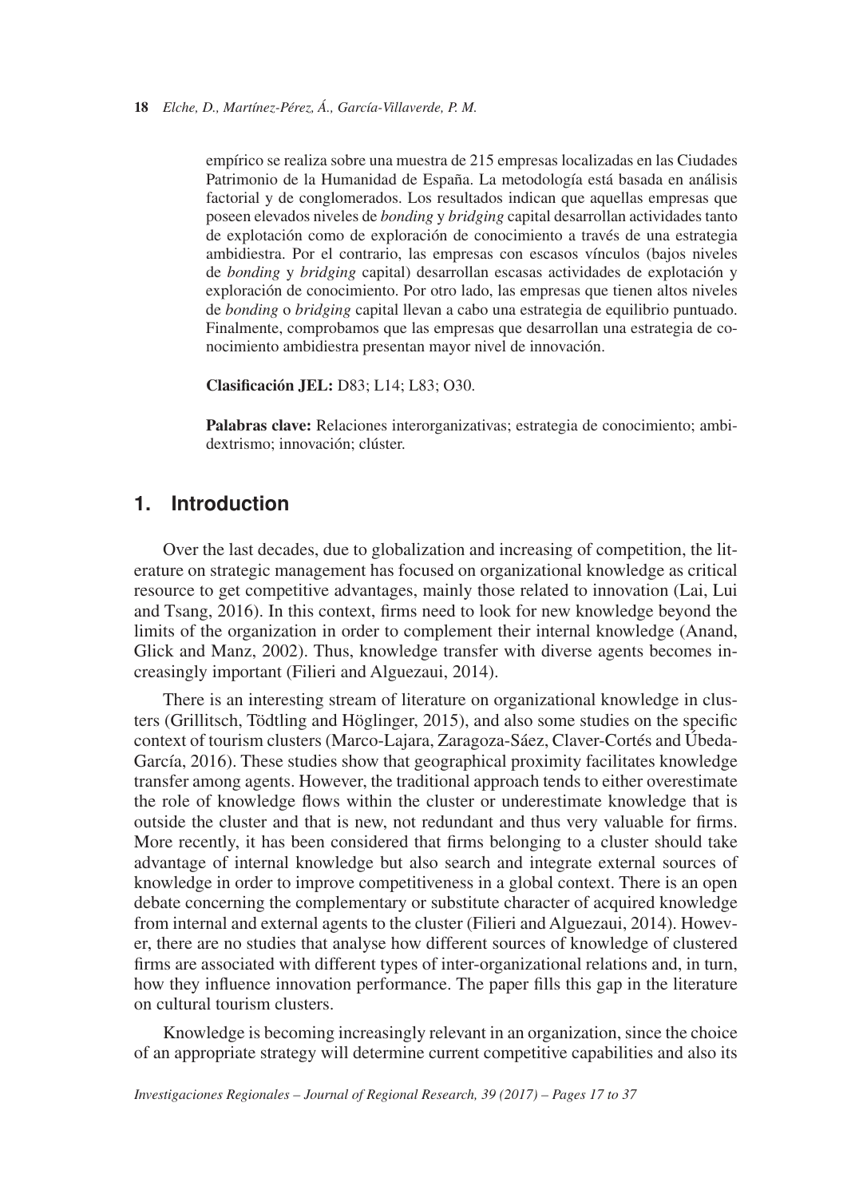empírico se realiza sobre una muestra de 215 empresas localizadas en las Ciudades Patrimonio de la Humanidad de España. La metodología está basada en análisis factorial y de conglomerados. Los resultados indican que aquellas empresas que poseen elevados niveles de *bonding* y *bridging* capital desarrollan actividades tanto de explotación como de exploración de conocimiento a través de una estrategia ambidiestra. Por el contrario, las empresas con escasos vínculos (bajos niveles de *bonding* y *bridging* capital) desarrollan escasas actividades de explotación y exploración de conocimiento. Por otro lado, las empresas que tienen altos niveles de *bonding* o *bridging* capital llevan a cabo una estrategia de equilibrio puntuado. Finalmente, comprobamos que las empresas que desarrollan una estrategia de conocimiento ambidiestra presentan mayor nivel de innovación.

**Clasificación JEL:** D83; L14; L83; O30.

**Palabras clave:** Relaciones interorganizativas; estrategia de conocimiento; ambidextrismo; innovación; clúster.

## 1. Introduction

Over the last decades, due to globalization and increasing of competition, the literature on strategic management has focused on organizational knowledge as critical resource to get competitive advantages, mainly those related to innovation (Lai, Lui and Tsang, 2016). In this context, firms need to look for new knowledge beyond the limits of the organization in order to complement their internal knowledge (Anand, Glick and Manz, 2002). Thus, knowledge transfer with diverse agents becomes increasingly important (Filieri and Alguezaui, 2014).

There is an interesting stream of literature on organizational knowledge in clusters (Grillitsch, Tödtling and Höglinger, 2015), and also some studies on the specific context of tourism clusters (Marco-Lajara, Zaragoza-Sáez, Claver-Cortés and Úbeda-García, 2016). These studies show that geographical proximity facilitates knowledge transfer among agents. However, the traditional approach tends to either overestimate the role of knowledge flows within the cluster or underestimate knowledge that is outside the cluster and that is new, not redundant and thus very valuable for firms. More recently, it has been considered that firms belonging to a cluster should take advantage of internal knowledge but also search and integrate external sources of knowledge in order to improve competitiveness in a global context. There is an open debate concerning the complementary or substitute character of acquired knowledge from internal and external agents to the cluster (Filieri and Alguezaui, 2014). However, there are no studies that analyse how different sources of knowledge of clustered firms are associated with different types of inter-organizational relations and, in turn, how they influence innovation performance. The paper fills this gap in the literature on cultural tourism clusters.

Knowledge is becoming increasingly relevant in an organization, since the choice of an appropriate strategy will determine current competitive capabilities and also its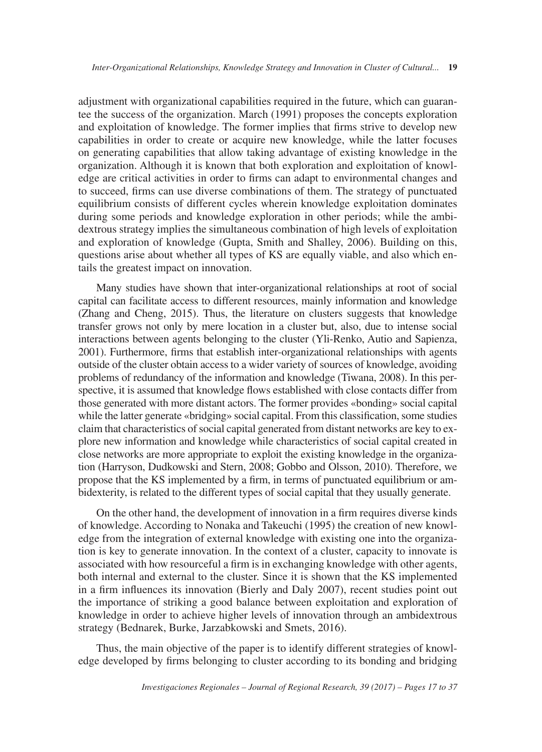adjustment with organizational capabilities required in the future, which can guarantee the success of the organization. March (1991) proposes the concepts exploration and exploitation of knowledge. The former implies that firms strive to develop new capabilities in order to create or acquire new knowledge, while the latter focuses on generating capabilities that allow taking advantage of existing knowledge in the organization. Although it is known that both exploration and exploitation of knowledge are critical activities in order to firms can adapt to environmental changes and to succeed, firms can use diverse combinations of them. The strategy of punctuated equilibrium consists of different cycles wherein knowledge exploitation dominates during some periods and knowledge exploration in other periods; while the ambidextrous strategy implies the simultaneous combination of high levels of exploitation and exploration of knowledge (Gupta, Smith and Shalley, 2006). Building on this, questions arise about whether all types of KS are equally viable, and also which entails the greatest impact on innovation.

Many studies have shown that inter-organizational relationships at root of social capital can facilitate access to different resources, mainly information and knowledge (Zhang and Cheng, 2015). Thus, the literature on clusters suggests that knowledge transfer grows not only by mere location in a cluster but, also, due to intense social interactions between agents belonging to the cluster (Yli-Renko, Autio and Sapienza, 2001). Furthermore, firms that establish inter-organizational relationships with agents outside of the cluster obtain access to a wider variety of sources of knowledge, avoiding problems of redundancy of the information and knowledge (Tiwana, 2008). In this perspective, it is assumed that knowledge flows established with close contacts differ from those generated with more distant actors. The former provides «bonding» social capital while the latter generate «bridging» social capital. From this classification, some studies claim that characteristics of social capital generated from distant networks are key to explore new information and knowledge while characteristics of social capital created in close networks are more appropriate to exploit the existing knowledge in the organization (Harryson, Dudkowski and Stern, 2008; Gobbo and Olsson, 2010). Therefore, we propose that the KS implemented by a firm, in terms of punctuated equilibrium or ambidexterity, is related to the different types of social capital that they usually generate.

On the other hand, the development of innovation in a firm requires diverse kinds of knowledge. According to Nonaka and Takeuchi (1995) the creation of new knowledge from the integration of external knowledge with existing one into the organization is key to generate innovation. In the context of a cluster, capacity to innovate is associated with how resourceful a firm is in exchanging knowledge with other agents, both internal and external to the cluster. Since it is shown that the KS implemented in a firm influences its innovation (Bierly and Daly 2007), recent studies point out the importance of striking a good balance between exploitation and exploration of knowledge in order to achieve higher levels of innovation through an ambidextrous strategy (Bednarek, Burke, Jarzabkowski and Smets, 2016).

Thus, the main objective of the paper is to identify different strategies of knowledge developed by firms belonging to cluster according to its bonding and bridging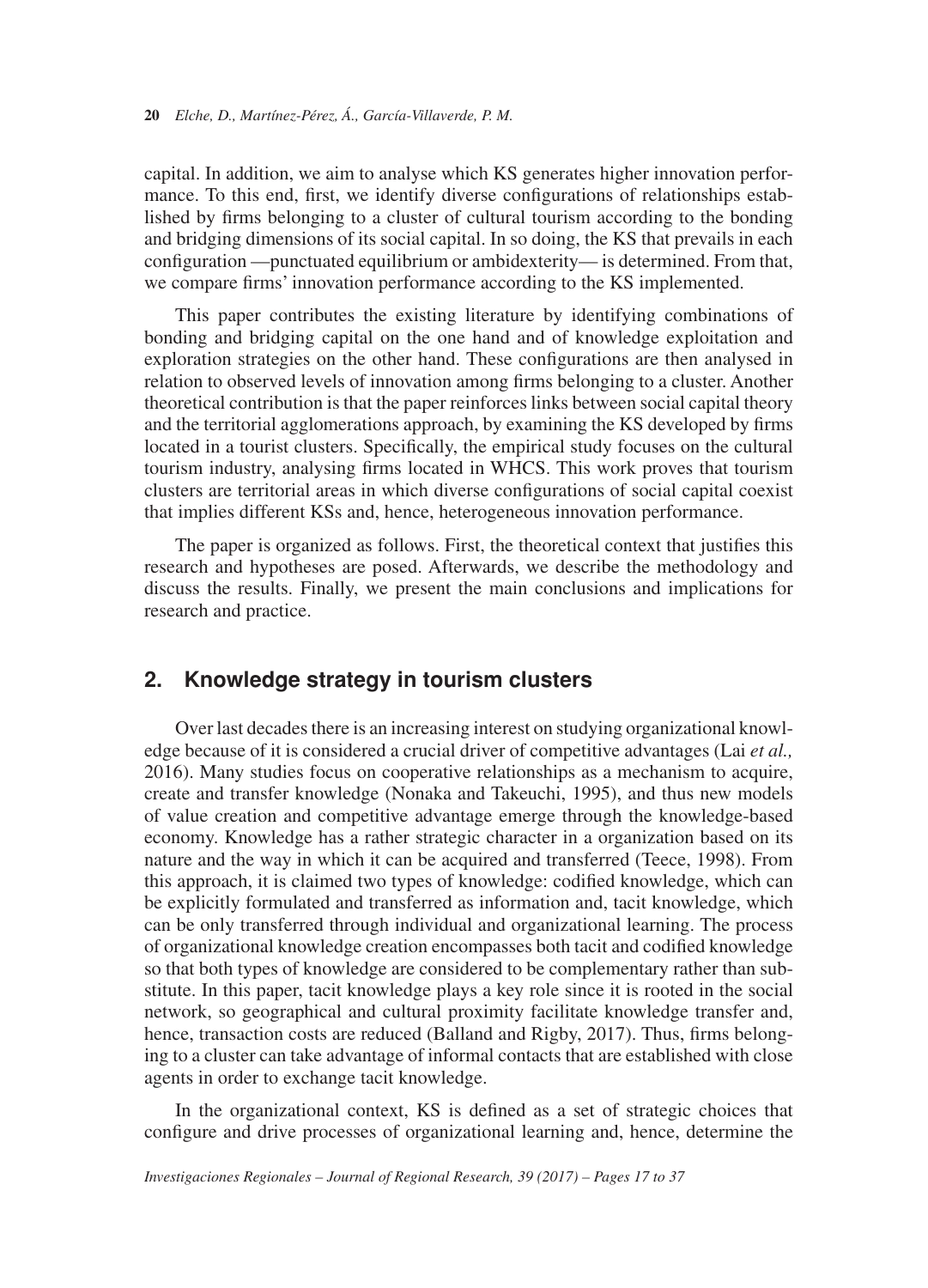capital. In addition, we aim to analyse which KS generates higher innovation performance. To this end, first, we identify diverse configurations of relationships established by firms belonging to a cluster of cultural tourism according to the bonding and bridging dimensions of its social capital. In so doing, the KS that prevails in each configuration —punctuated equilibrium or ambidexterity— is determined. From that, we compare firms' innovation performance according to the KS implemented.

This paper contributes the existing literature by identifying combinations of bonding and bridging capital on the one hand and of knowledge exploitation and exploration strategies on the other hand. These configurations are then analysed in relation to observed levels of innovation among firms belonging to a cluster. Another theoretical contribution is that the paper reinforces links between social capital theory and the territorial agglomerations approach, by examining the KS developed by firms located in a tourist clusters. Specifically, the empirical study focuses on the cultural tourism industry, analysing firms located in WHCS. This work proves that tourism clusters are territorial areas in which diverse configurations of social capital coexist that implies different KSs and, hence, heterogeneous innovation performance.

The paper is organized as follows. First, the theoretical context that justifies this research and hypotheses are posed. Afterwards, we describe the methodology and discuss the results. Finally, we present the main conclusions and implications for research and practice.

## 2. Knowledge strategy in tourism clusters

Over last decades there is an increasing interest on studying organizational knowledge because of it is considered a crucial driver of competitive advantages (Lai *et al.,* 2016). Many studies focus on cooperative relationships as a mechanism to acquire, create and transfer knowledge (Nonaka and Takeuchi, 1995), and thus new models of value creation and competitive advantage emerge through the knowledge-based economy. Knowledge has a rather strategic character in a organization based on its nature and the way in which it can be acquired and transferred (Teece, 1998). From this approach, it is claimed two types of knowledge: codified knowledge, which can be explicitly formulated and transferred as information and, tacit knowledge, which can be only transferred through individual and organizational learning. The process of organizational knowledge creation encompasses both tacit and codified knowledge so that both types of knowledge are considered to be complementary rather than substitute. In this paper, tacit knowledge plays a key role since it is rooted in the social network, so geographical and cultural proximity facilitate knowledge transfer and, hence, transaction costs are reduced (Balland and Rigby, 2017). Thus, firms belonging to a cluster can take advantage of informal contacts that are established with close agents in order to exchange tacit knowledge.

In the organizational context, KS is defined as a set of strategic choices that configure and drive processes of organizational learning and, hence, determine the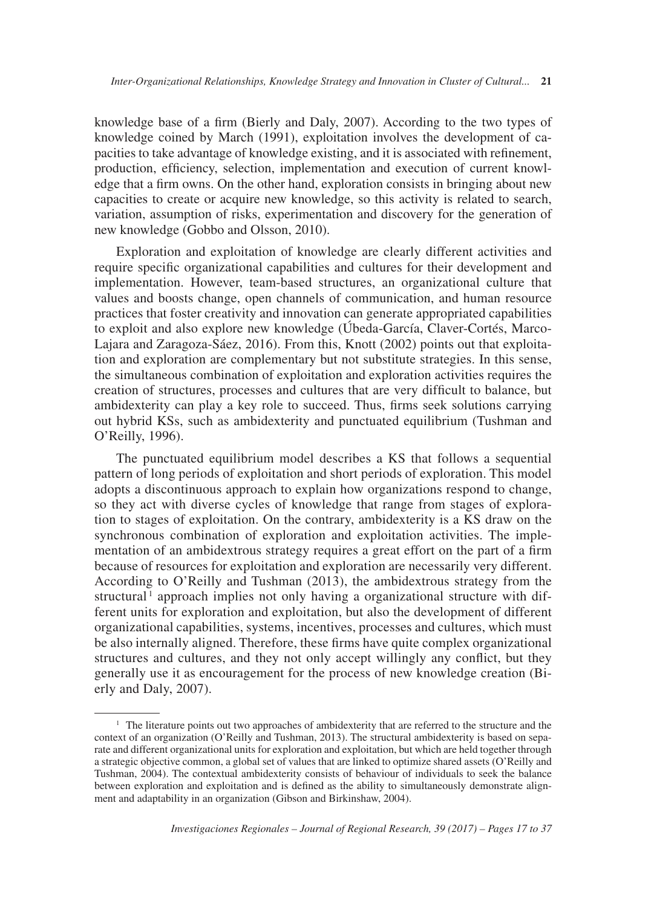knowledge base of a firm (Bierly and Daly, 2007). According to the two types of knowledge coined by March (1991), exploitation involves the development of capacities to take advantage of knowledge existing, and it is associated with refinement, production, efficiency, selection, implementation and execution of current knowledge that a firm owns. On the other hand, exploration consists in bringing about new capacities to create or acquire new knowledge, so this activity is related to search, variation, assumption of risks, experimentation and discovery for the generation of new knowledge (Gobbo and Olsson, 2010).

Exploration and exploitation of knowledge are clearly different activities and require specific organizational capabilities and cultures for their development and implementation. However, team-based structures, an organizational culture that values and boosts change, open channels of communication, and human resource practices that foster creativity and innovation can generate appropriated capabilities to exploit and also explore new knowledge (Úbeda-García, Claver-Cortés, Marco-Lajara and Zaragoza-Sáez, 2016). From this, Knott (2002) points out that exploitation and exploration are complementary but not substitute strategies. In this sense, the simultaneous combination of exploitation and exploration activities requires the creation of structures, processes and cultures that are very difficult to balance, but ambidexterity can play a key role to succeed. Thus, firms seek solutions carrying out hybrid KSs, such as ambidexterity and punctuated equilibrium (Tushman and O'Reilly, 1996).

The punctuated equilibrium model describes a KS that follows a sequential pattern of long periods of exploitation and short periods of exploration. This model adopts a discontinuous approach to explain how organizations respond to change, so they act with diverse cycles of knowledge that range from stages of exploration to stages of exploitation. On the contrary, ambidexterity is a KS draw on the synchronous combination of exploration and exploitation activities. The implementation of an ambidextrous strategy requires a great effort on the part of a firm because of resources for exploitation and exploration are necessarily very different. According to O'Reilly and Tushman (2013), the ambidextrous strategy from the structural[1] approach implies not only having a organizational structure with different units for exploration and exploitation, but also the development of different organizational capabilities, systems, incentives, processes and cultures, which must be also internally aligned. Therefore, these firms have quite complex organizational structures and cultures, and they not only accept willingly any conflict, but they generally use it as encouragement for the process of new knowledge creation (Bierly and Daly, 2007).

---

[1] The literature points out two approaches of ambidexterity that are referred to the structure and the context of an organization (O'Reilly and Tushman, 2013). The structural ambidexterity is based on separate and different organizational units for exploration and exploitation, but which are held together through a strategic objective common, a global set of values that are linked to optimize shared assets (O'Reilly and Tushman, 2004). The contextual ambidexterity consists of behaviour of individuals to seek the balance between exploration and exploitation and is defined as the ability to simultaneously demonstrate alignment and adaptability in an organization (Gibson and Birkinshaw, 2004).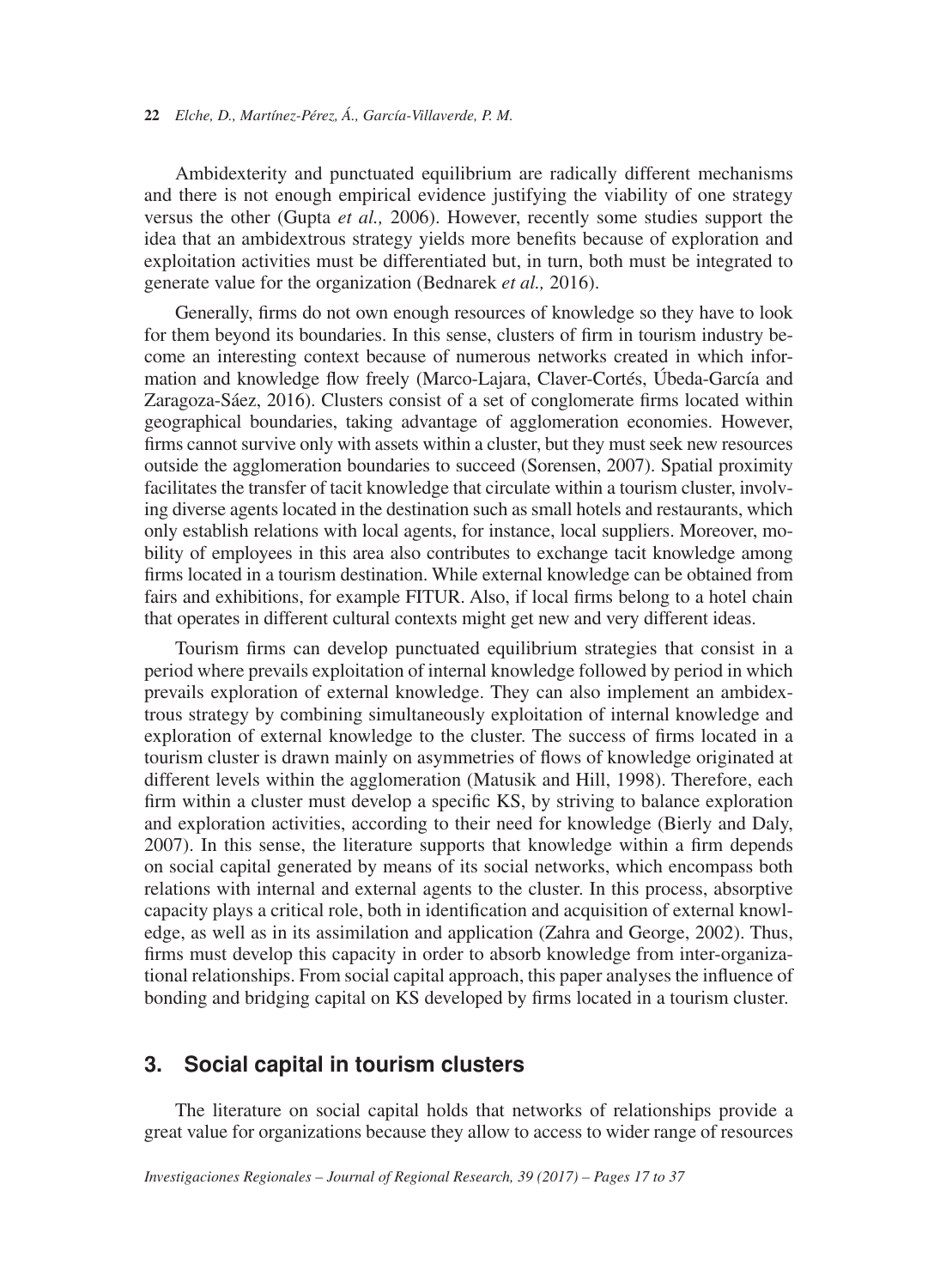Ambidexterity and punctuated equilibrium are radically different mechanisms and there is not enough empirical evidence justifying the viability of one strategy versus the other (Gupta *et al.,* 2006). However, recently some studies support the idea that an ambidextrous strategy yields more benefits because of exploration and exploitation activities must be differentiated but, in turn, both must be integrated to generate value for the organization (Bednarek *et al.,* 2016).

Generally, firms do not own enough resources of knowledge so they have to look for them beyond its boundaries. In this sense, clusters of firm in tourism industry become an interesting context because of numerous networks created in which information and knowledge flow freely (Marco-Lajara, Claver-Cortés, Úbeda-García and Zaragoza-Sáez, 2016). Clusters consist of a set of conglomerate firms located within geographical boundaries, taking advantage of agglomeration economies. However, firms cannot survive only with assets within a cluster, but they must seek new resources outside the agglomeration boundaries to succeed (Sorensen, 2007). Spatial proximity facilitates the transfer of tacit knowledge that circulate within a tourism cluster, involving diverse agents located in the destination such as small hotels and restaurants, which only establish relations with local agents, for instance, local suppliers. Moreover, mobility of employees in this area also contributes to exchange tacit knowledge among firms located in a tourism destination. While external knowledge can be obtained from fairs and exhibitions, for example FITUR. Also, if local firms belong to a hotel chain that operates in different cultural contexts might get new and very different ideas.

Tourism firms can develop punctuated equilibrium strategies that consist in a period where prevails exploitation of internal knowledge followed by period in which prevails exploration of external knowledge. They can also implement an ambidextrous strategy by combining simultaneously exploitation of internal knowledge and exploration of external knowledge to the cluster. The success of firms located in a tourism cluster is drawn mainly on asymmetries of flows of knowledge originated at different levels within the agglomeration (Matusik and Hill, 1998). Therefore, each firm within a cluster must develop a specific KS, by striving to balance exploration and exploration activities, according to their need for knowledge (Bierly and Daly, 2007). In this sense, the literature supports that knowledge within a firm depends on social capital generated by means of its social networks, which encompass both relations with internal and external agents to the cluster. In this process, absorptive capacity plays a critical role, both in identification and acquisition of external knowledge, as well as in its assimilation and application (Zahra and George, 2002). Thus, firms must develop this capacity in order to absorb knowledge from inter-organizational relationships. From social capital approach, this paper analyses the influence of bonding and bridging capital on KS developed by firms located in a tourism cluster.

## 3. Social capital in tourism clusters

The literature on social capital holds that networks of relationships provide a great value for organizations because they allow to access to wider range of resources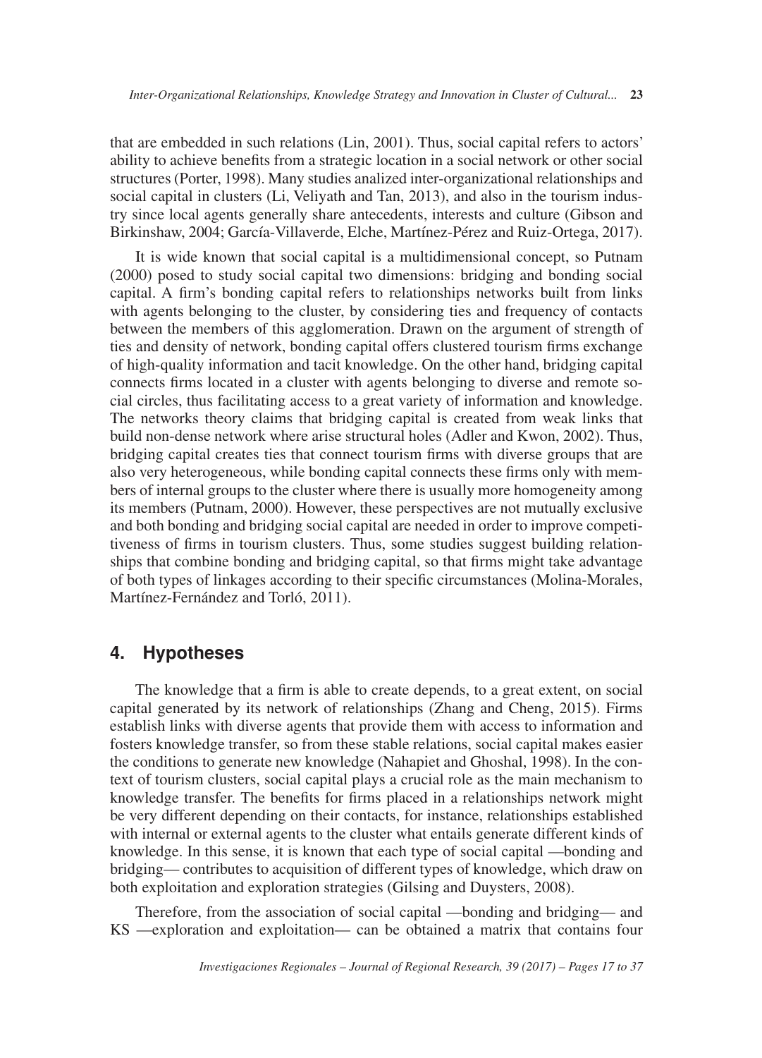that are embedded in such relations (Lin, 2001). Thus, social capital refers to actors' ability to achieve benefits from a strategic location in a social network or other social structures (Porter, 1998). Many studies analized inter-organizational relationships and social capital in clusters (Li, Veliyath and Tan, 2013), and also in the tourism industry since local agents generally share antecedents, interests and culture (Gibson and Birkinshaw, 2004; García-Villaverde, Elche, Martínez-Pérez and Ruiz-Ortega, 2017).

It is wide known that social capital is a multidimensional concept, so Putnam (2000) posed to study social capital two dimensions: bridging and bonding social capital. A firm's bonding capital refers to relationships networks built from links with agents belonging to the cluster, by considering ties and frequency of contacts between the members of this agglomeration. Drawn on the argument of strength of ties and density of network, bonding capital offers clustered tourism firms exchange of high-quality information and tacit knowledge. On the other hand, bridging capital connects firms located in a cluster with agents belonging to diverse and remote social circles, thus facilitating access to a great variety of information and knowledge. The networks theory claims that bridging capital is created from weak links that build non-dense network where arise structural holes (Adler and Kwon, 2002). Thus, bridging capital creates ties that connect tourism firms with diverse groups that are also very heterogeneous, while bonding capital connects these firms only with members of internal groups to the cluster where there is usually more homogeneity among its members (Putnam, 2000). However, these perspectives are not mutually exclusive and both bonding and bridging social capital are needed in order to improve competitiveness of firms in tourism clusters. Thus, some studies suggest building relationships that combine bonding and bridging capital, so that firms might take advantage of both types of linkages according to their specific circumstances (Molina-Morales, Martínez-Fernández and Torló, 2011).

## 4. Hypotheses

The knowledge that a firm is able to create depends, to a great extent, on social capital generated by its network of relationships (Zhang and Cheng, 2015). Firms establish links with diverse agents that provide them with access to information and fosters knowledge transfer, so from these stable relations, social capital makes easier the conditions to generate new knowledge (Nahapiet and Ghoshal, 1998). In the context of tourism clusters, social capital plays a crucial role as the main mechanism to knowledge transfer. The benefits for firms placed in a relationships network might be very different depending on their contacts, for instance, relationships established with internal or external agents to the cluster what entails generate different kinds of knowledge. In this sense, it is known that each type of social capital —bonding and bridging— contributes to acquisition of different types of knowledge, which draw on both exploitation and exploration strategies (Gilsing and Duysters, 2008).

Therefore, from the association of social capital —bonding and bridging— and KS —exploration and exploitation— can be obtained a matrix that contains four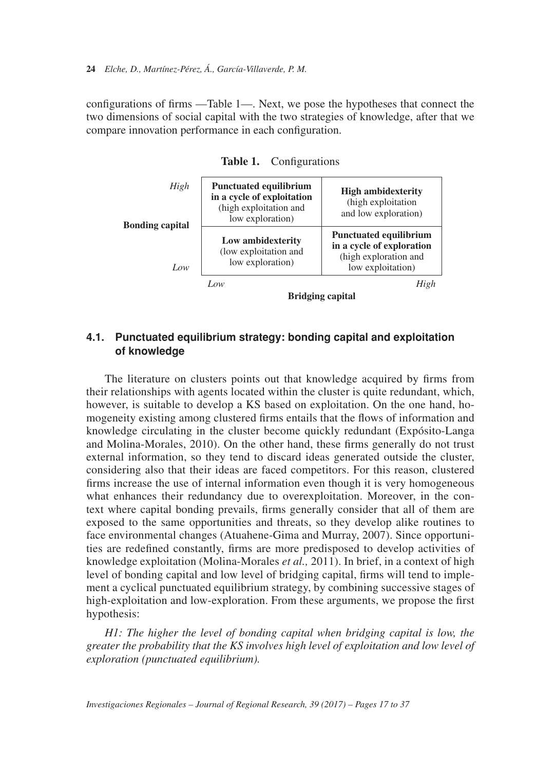configurations of firms —Table 1—. Next, we pose the hypotheses that connect the two dimensions of social capital with the two strategies of knowledge, after that we compare innovation performance in each configuration.

**Table 1.** Configurations

| Bonding capital | Bridging capital: Low | Bridging capital: High |
|---|---|---|
| *High* | **Punctuated equilibrium in a cycle of exploitation** (high exploitation and low exploration) | **High ambidexterity** (high exploitation and low exploration) |
| *Low* | **Low ambidexterity** (low exploitation and low exploration) | **Punctuated equilibrium in a cycle of exploration** (high exploration and low exploitation) |

### 4.1. Punctuated equilibrium strategy: bonding capital and exploitation of knowledge

The literature on clusters points out that knowledge acquired by firms from their relationships with agents located within the cluster is quite redundant, which, however, is suitable to develop a KS based on exploitation. On the one hand, homogeneity existing among clustered firms entails that the flows of information and knowledge circulating in the cluster become quickly redundant (Expósito-Langa and Molina-Morales, 2010). On the other hand, these firms generally do not trust external information, so they tend to discard ideas generated outside the cluster, considering also that their ideas are faced competitors. For this reason, clustered firms increase the use of internal information even though it is very homogeneous what enhances their redundancy due to overexploitation. Moreover, in the context where capital bonding prevails, firms generally consider that all of them are exposed to the same opportunities and threats, so they develop alike routines to face environmental changes (Atuahene-Gima and Murray, 2007). Since opportunities are redefined constantly, firms are more predisposed to develop activities of knowledge exploitation (Molina-Morales *et al.,* 2011). In brief, in a context of high level of bonding capital and low level of bridging capital, firms will tend to implement a cyclical punctuated equilibrium strategy, by combining successive stages of high-exploitation and low-exploration. From these arguments, we propose the first hypothesis:

*H1: The higher the level of bonding capital when bridging capital is low, the greater the probability that the KS involves high level of exploitation and low level of exploration (punctuated equilibrium).*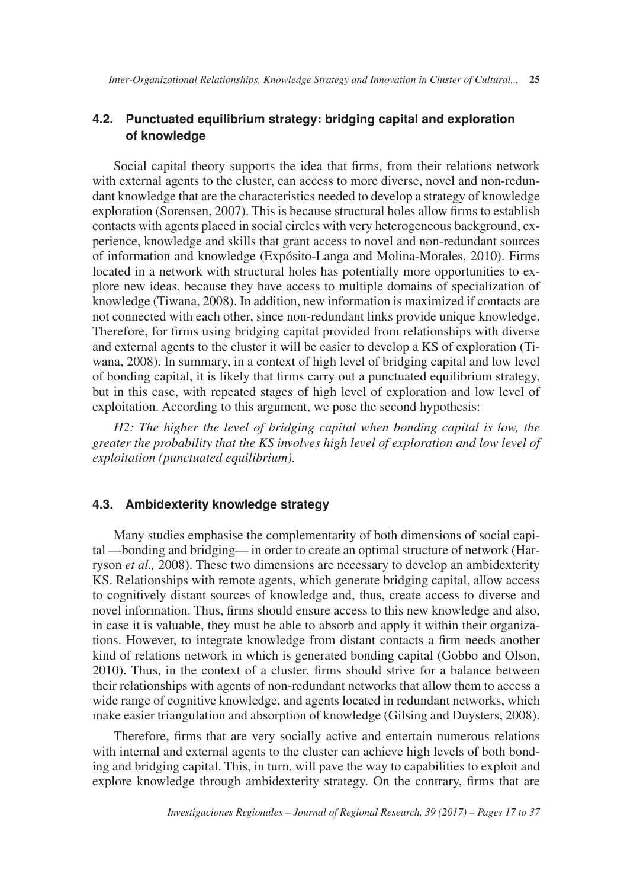### 4.2. Punctuated equilibrium strategy: bridging capital and exploration of knowledge

Social capital theory supports the idea that firms, from their relations network with external agents to the cluster, can access to more diverse, novel and non-redundant knowledge that are the characteristics needed to develop a strategy of knowledge exploration (Sorensen, 2007). This is because structural holes allow firms to establish contacts with agents placed in social circles with very heterogeneous background, experience, knowledge and skills that grant access to novel and non-redundant sources of information and knowledge (Expósito-Langa and Molina-Morales, 2010). Firms located in a network with structural holes has potentially more opportunities to explore new ideas, because they have access to multiple domains of specialization of knowledge (Tiwana, 2008). In addition, new information is maximized if contacts are not connected with each other, since non-redundant links provide unique knowledge. Therefore, for firms using bridging capital provided from relationships with diverse and external agents to the cluster it will be easier to develop a KS of exploration (Tiwana, 2008). In summary, in a context of high level of bridging capital and low level of bonding capital, it is likely that firms carry out a punctuated equilibrium strategy, but in this case, with repeated stages of high level of exploration and low level of exploitation. According to this argument, we pose the second hypothesis:

*H2: The higher the level of bridging capital when bonding capital is low, the greater the probability that the KS involves high level of exploration and low level of exploitation (punctuated equilibrium).*

### 4.3. Ambidexterity knowledge strategy

Many studies emphasise the complementarity of both dimensions of social capital —bonding and bridging— in order to create an optimal structure of network (Harryson *et al.,* 2008). These two dimensions are necessary to develop an ambidexterity KS. Relationships with remote agents, which generate bridging capital, allow access to cognitively distant sources of knowledge and, thus, create access to diverse and novel information. Thus, firms should ensure access to this new knowledge and also, in case it is valuable, they must be able to absorb and apply it within their organizations. However, to integrate knowledge from distant contacts a firm needs another kind of relations network in which is generated bonding capital (Gobbo and Olson, 2010). Thus, in the context of a cluster, firms should strive for a balance between their relationships with agents of non-redundant networks that allow them to access a wide range of cognitive knowledge, and agents located in redundant networks, which make easier triangulation and absorption of knowledge (Gilsing and Duysters, 2008).

Therefore, firms that are very socially active and entertain numerous relations with internal and external agents to the cluster can achieve high levels of both bonding and bridging capital. This, in turn, will pave the way to capabilities to exploit and explore knowledge through ambidexterity strategy. On the contrary, firms that are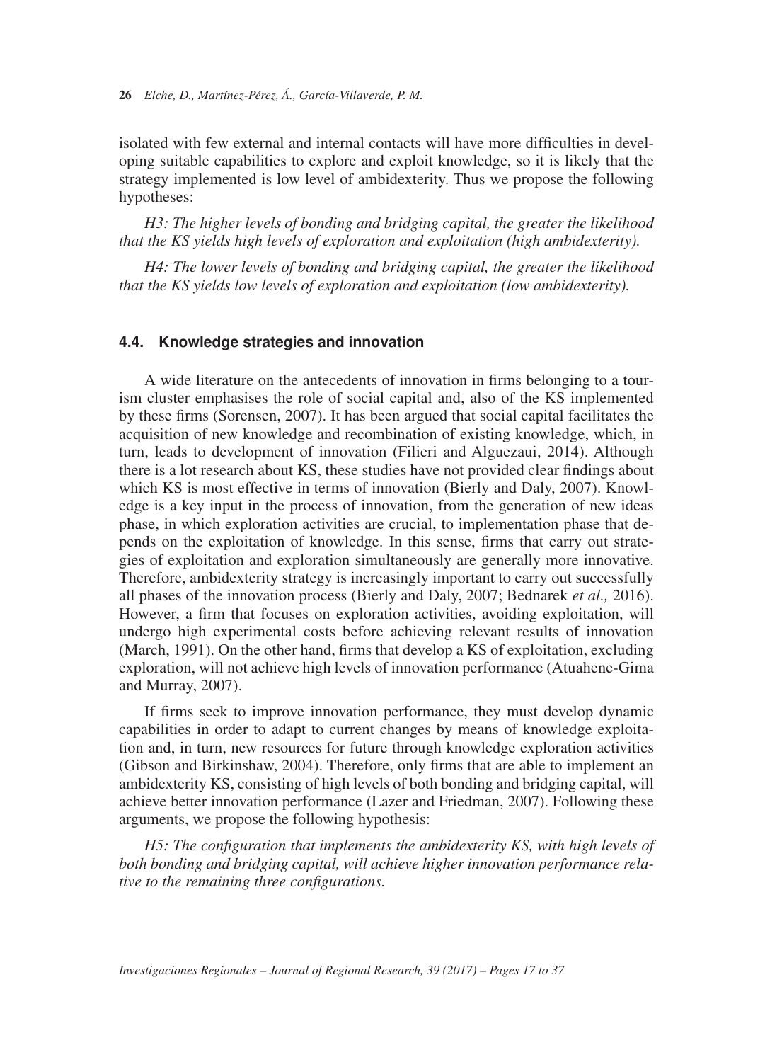isolated with few external and internal contacts will have more difficulties in developing suitable capabilities to explore and exploit knowledge, so it is likely that the strategy implemented is low level of ambidexterity. Thus we propose the following hypotheses:

*H3: The higher levels of bonding and bridging capital, the greater the likelihood that the KS yields high levels of exploration and exploitation (high ambidexterity).*

*H4: The lower levels of bonding and bridging capital, the greater the likelihood that the KS yields low levels of exploration and exploitation (low ambidexterity).*

### 4.4. Knowledge strategies and innovation

A wide literature on the antecedents of innovation in firms belonging to a tourism cluster emphasises the role of social capital and, also of the KS implemented by these firms (Sorensen, 2007). It has been argued that social capital facilitates the acquisition of new knowledge and recombination of existing knowledge, which, in turn, leads to development of innovation (Filieri and Alguezaui, 2014). Although there is a lot research about KS, these studies have not provided clear findings about which KS is most effective in terms of innovation (Bierly and Daly, 2007). Knowledge is a key input in the process of innovation, from the generation of new ideas phase, in which exploration activities are crucial, to implementation phase that depends on the exploitation of knowledge. In this sense, firms that carry out strategies of exploitation and exploration simultaneously are generally more innovative. Therefore, ambidexterity strategy is increasingly important to carry out successfully all phases of the innovation process (Bierly and Daly, 2007; Bednarek *et al.,* 2016). However, a firm that focuses on exploration activities, avoiding exploitation, will undergo high experimental costs before achieving relevant results of innovation (March, 1991). On the other hand, firms that develop a KS of exploitation, excluding exploration, will not achieve high levels of innovation performance (Atuahene-Gima and Murray, 2007).

If firms seek to improve innovation performance, they must develop dynamic capabilities in order to adapt to current changes by means of knowledge exploitation and, in turn, new resources for future through knowledge exploration activities (Gibson and Birkinshaw, 2004). Therefore, only firms that are able to implement an ambidexterity KS, consisting of high levels of both bonding and bridging capital, will achieve better innovation performance (Lazer and Friedman, 2007). Following these arguments, we propose the following hypothesis:

*H5: The configuration that implements the ambidexterity KS, with high levels of both bonding and bridging capital, will achieve higher innovation performance relative to the remaining three configurations.*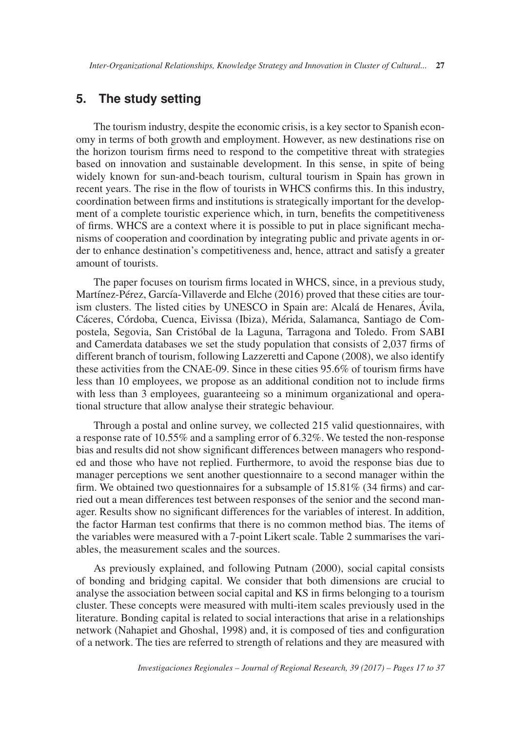## 5. The study setting

The tourism industry, despite the economic crisis, is a key sector to Spanish economy in terms of both growth and employment. However, as new destinations rise on the horizon tourism firms need to respond to the competitive threat with strategies based on innovation and sustainable development. In this sense, in spite of being widely known for sun-and-beach tourism, cultural tourism in Spain has grown in recent years. The rise in the flow of tourists in WHCS confirms this. In this industry, coordination between firms and institutions is strategically important for the development of a complete touristic experience which, in turn, benefits the competitiveness of firms. WHCS are a context where it is possible to put in place significant mechanisms of cooperation and coordination by integrating public and private agents in order to enhance destination's competitiveness and, hence, attract and satisfy a greater amount of tourists.

The paper focuses on tourism firms located in WHCS, since, in a previous study, Martínez-Pérez, García-Villaverde and Elche (2016) proved that these cities are tourism clusters. The listed cities by UNESCO in Spain are: Alcalá de Henares, Ávila, Cáceres, Córdoba, Cuenca, Eivissa (Ibiza), Mérida, Salamanca, Santiago de Compostela, Segovia, San Cristóbal de la Laguna, Tarragona and Toledo. From SABI and Camerdata databases we set the study population that consists of 2,037 firms of different branch of tourism, following Lazzeretti and Capone (2008), we also identify these activities from the CNAE-09. Since in these cities 95.6% of tourism firms have less than 10 employees, we propose as an additional condition not to include firms with less than 3 employees, guaranteeing so a minimum organizational and operational structure that allow analyse their strategic behaviour.

Through a postal and online survey, we collected 215 valid questionnaires, with a response rate of 10.55% and a sampling error of 6.32%. We tested the non-response bias and results did not show significant differences between managers who responded and those who have not replied. Furthermore, to avoid the response bias due to manager perceptions we sent another questionnaire to a second manager within the firm. We obtained two questionnaires for a subsample of 15.81% (34 firms) and carried out a mean differences test between responses of the senior and the second manager. Results show no significant differences for the variables of interest. In addition, the factor Harman test confirms that there is no common method bias. The items of the variables were measured with a 7-point Likert scale. Table 2 summarises the variables, the measurement scales and the sources.

As previously explained, and following Putnam (2000), social capital consists of bonding and bridging capital. We consider that both dimensions are crucial to analyse the association between social capital and KS in firms belonging to a tourism cluster. These concepts were measured with multi-item scales previously used in the literature. Bonding capital is related to social interactions that arise in a relationships network (Nahapiet and Ghoshal, 1998) and, it is composed of ties and configuration of a network. The ties are referred to strength of relations and they are measured with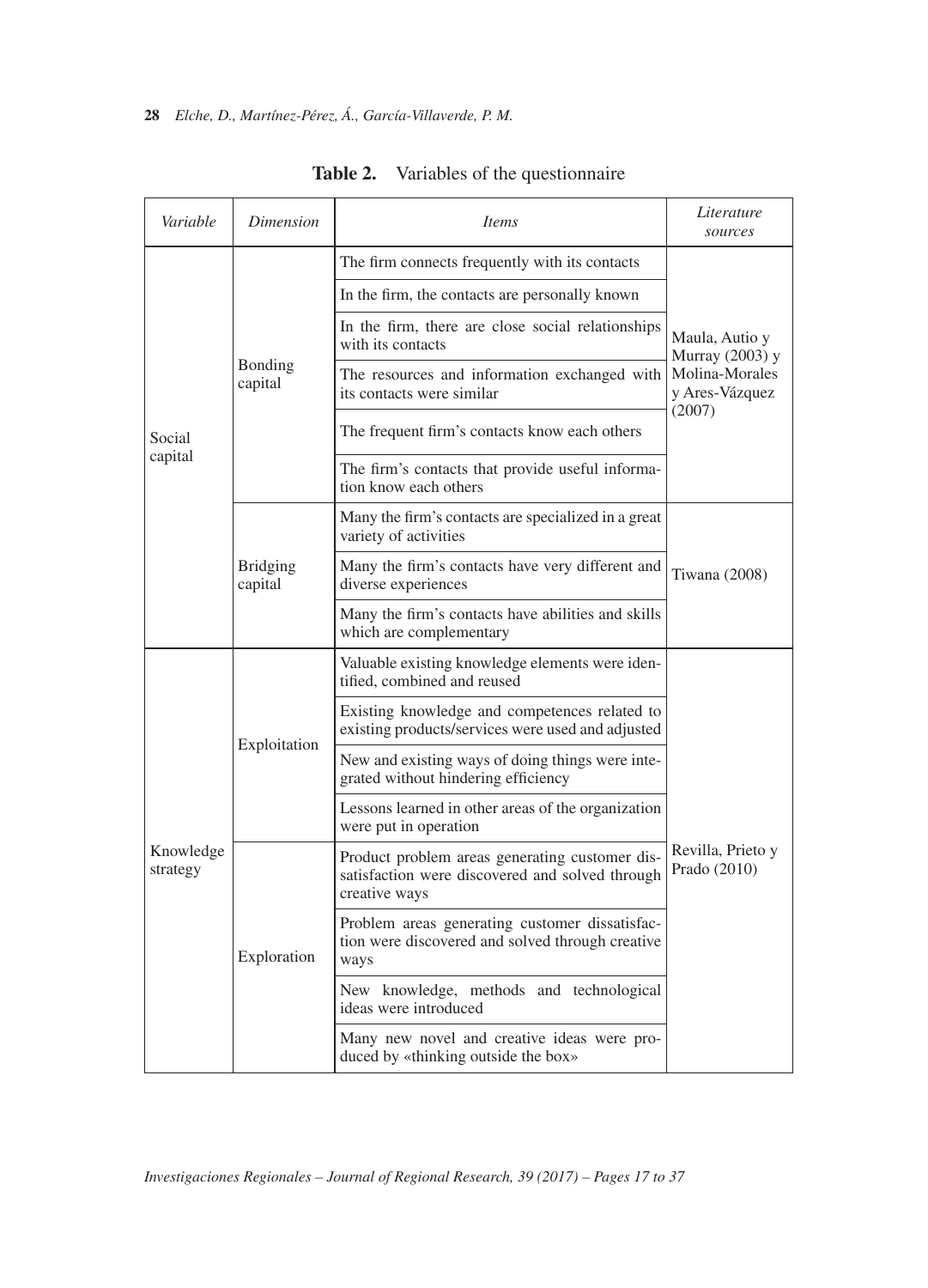**Table 2.** Variables of the questionnaire

| *Variable* | *Dimension* | *Items* | *Literature sources* |
|---|---|---|---|
| Social capital | Bonding capital | The firm connects frequently with its contacts | Maula, Autio y Murray (2003) y Molina-Morales y Ares-Vázquez (2007) |
| | | In the firm, the contacts are personally known | |
| | | In the firm, there are close social relationships with its contacts | |
| | | The resources and information exchanged with its contacts were similar | |
| | | The frequent firm's contacts know each others | |
| | | The firm's contacts that provide useful information know each others | |
| | Bridging capital | Many the firm's contacts are specialized in a great variety of activities | Tiwana (2008) |
| | | Many the firm's contacts have very different and diverse experiences | |
| | | Many the firm's contacts have abilities and skills which are complementary | |
| Knowledge strategy | Exploitation | Valuable existing knowledge elements were identified, combined and reused | Revilla, Prieto y Prado (2010) |
| | | Existing knowledge and competences related to existing products/services were used and adjusted | |
| | | New and existing ways of doing things were integrated without hindering efficiency | |
| | | Lessons learned in other areas of the organization were put in operation | |
| | Exploration | Product problem areas generating customer dissatisfaction were discovered and solved through creative ways | |
| | | Problem areas generating customer dissatisfaction were discovered and solved through creative ways | |
| | | New knowledge, methods and technological ideas were introduced | |
| | | Many new novel and creative ideas were produced by «thinking outside the box» | |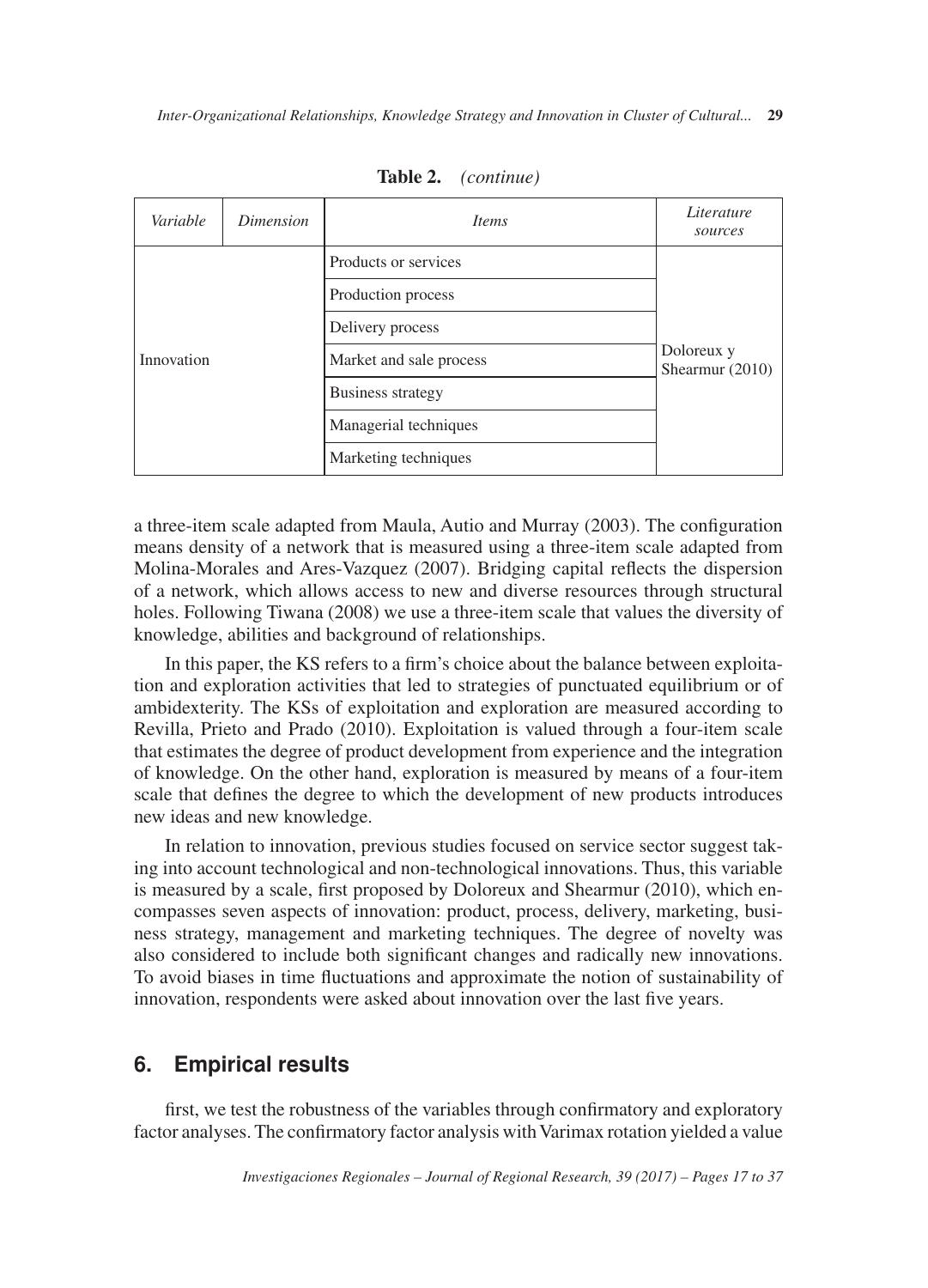**Table 2.** *(continue)*

| *Variable* | *Dimension* | *Items* | *Literature sources* |
|---|---|---|---|
| Innovation | | Products or services | Doloreux y Shearmur (2010) |
| | | Production process | |
| | | Delivery process | |
| | | Market and sale process | |
| | | Business strategy | |
| | | Managerial techniques | |
| | | Marketing techniques | |

a three-item scale adapted from Maula, Autio and Murray (2003). The configuration means density of a network that is measured using a three-item scale adapted from Molina-Morales and Ares-Vazquez (2007). Bridging capital reflects the dispersion of a network, which allows access to new and diverse resources through structural holes. Following Tiwana (2008) we use a three-item scale that values the diversity of knowledge, abilities and background of relationships.

In this paper, the KS refers to a firm's choice about the balance between exploitation and exploration activities that led to strategies of punctuated equilibrium or of ambidexterity. The KSs of exploitation and exploration are measured according to Revilla, Prieto and Prado (2010). Exploitation is valued through a four-item scale that estimates the degree of product development from experience and the integration of knowledge. On the other hand, exploration is measured by means of a four-item scale that defines the degree to which the development of new products introduces new ideas and new knowledge.

In relation to innovation, previous studies focused on service sector suggest taking into account technological and non-technological innovations. Thus, this variable is measured by a scale, first proposed by Doloreux and Shearmur (2010), which encompasses seven aspects of innovation: product, process, delivery, marketing, business strategy, management and marketing techniques. The degree of novelty was also considered to include both significant changes and radically new innovations. To avoid biases in time fluctuations and approximate the notion of sustainability of innovation, respondents were asked about innovation over the last five years.

## 6. Empirical results

first, we test the robustness of the variables through confirmatory and exploratory factor analyses. The confirmatory factor analysis with Varimax rotation yielded a value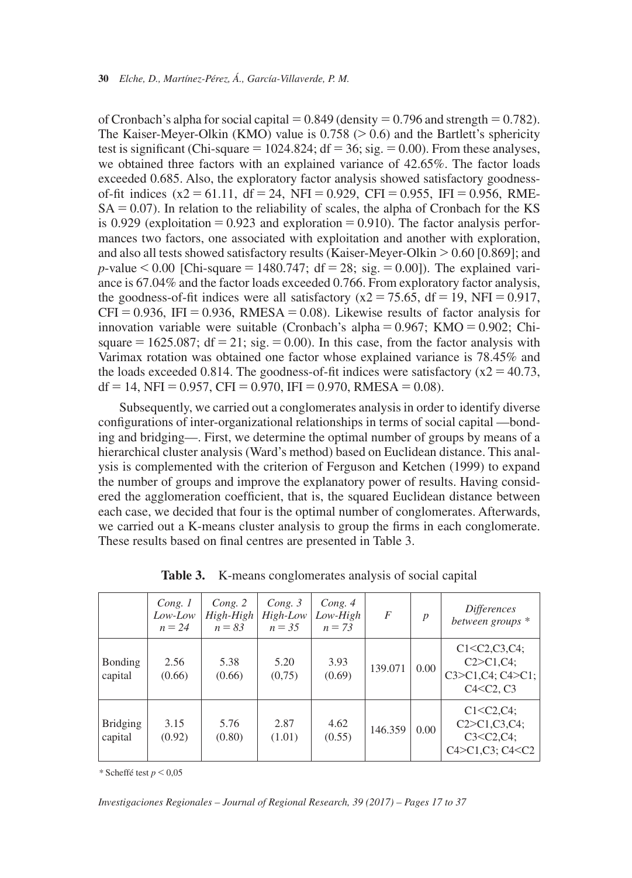of Cronbach's alpha for social capital = 0.849 (density = 0.796 and strength = 0.782). The Kaiser-Meyer-Olkin (KMO) value is 0.758 (> 0.6) and the Bartlett's sphericity test is significant (Chi-square = 1024.824; df = 36; sig. = 0.00). From these analyses, we obtained three factors with an explained variance of 42.65%. The factor loads exceeded 0.685. Also, the exploratory factor analysis showed satisfactory goodness-of-fit indices ($x2 = 61.11$, df = 24, NFI = 0.929, CFI = 0.955, IFI = 0.956, RMESA = 0.07). In relation to the reliability of scales, the alpha of Cronbach for the KS is 0.929 (exploitation = 0.923 and exploration = 0.910). The factor analysis performances two factors, one associated with exploitation and another with exploration, and also all tests showed satisfactory results (Kaiser-Meyer-Olkin > 0.60 [0.869]; and $p$-value < 0.00 [Chi-square = 1480.747; df = 28; sig. = 0.00]). The explained variance is 67.04% and the factor loads exceeded 0.766. From exploratory factor analysis, the goodness-of-fit indices were all satisfactory ($x2 = 75.65$, df = 19, NFI = 0.917, CFI = 0.936, IFI = 0.936, RMESA = 0.08). Likewise results of factor analysis for innovation variable were suitable (Cronbach's alpha = 0.967; KMO = 0.902; Chi-square = 1625.087; df = 21; sig. = 0.00). In this case, from the factor analysis with Varimax rotation was obtained one factor whose explained variance is 78.45% and the loads exceeded 0.814. The goodness-of-fit indices were satisfactory ($x2 = 40.73$, df = 14, NFI = 0.957, CFI = 0.970, IFI = 0.970, RMESA = 0.08).

Subsequently, we carried out a conglomerates analysis in order to identify diverse configurations of inter-organizational relationships in terms of social capital —bonding and bridging—. First, we determine the optimal number of groups by means of a hierarchical cluster analysis (Ward's method) based on Euclidean distance. This analysis is complemented with the criterion of Ferguson and Ketchen (1999) to expand the number of groups and improve the explanatory power of results. Having considered the agglomeration coefficient, that is, the squared Euclidean distance between each case, we decided that four is the optimal number of conglomerates. Afterwards, we carried out a K-means cluster analysis to group the firms in each conglomerate. These results based on final centres are presented in Table 3.

**Table 3.** K-means conglomerates analysis of social capital

| | *Cong. 1 Low-Low n = 24* | *Cong. 2 High-High n = 83* | *Cong. 3 High-Low n = 35* | *Cong. 4 Low-High n = 73* | *F* | *p* | *Differences between groups \** |
|---|---|---|---|---|---|---|---|
| Bonding capital | 2.56 (0.66) | 5.38 (0.66) | 5.20 (0,75) | 3.93 (0.69) | 139.071 | 0.00 | C1<C2,C3,C4; C2>C1,C4; C3>C1,C4; C4>C1; C4<C2, C3 |
| Bridging capital | 3.15 (0.92) | 5.76 (0.80) | 2.87 (1.01) | 4.62 (0.55) | 146.359 | 0.00 | C1<C2,C4; C2>C1,C3,C4; C3<C2,C4; C4>C1,C3; C4<C2 |

\* Scheffé test $p < 0,05$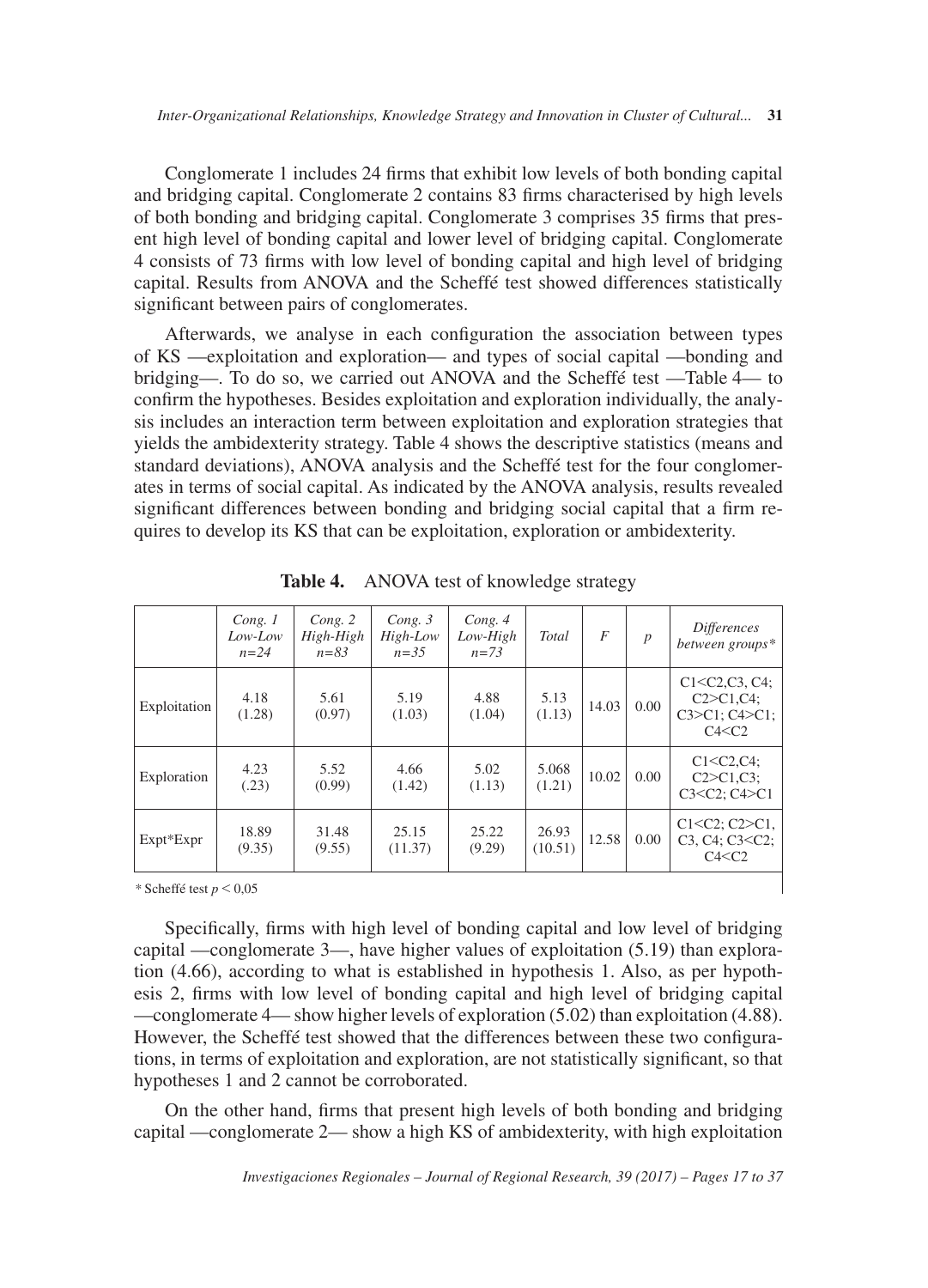Conglomerate 1 includes 24 firms that exhibit low levels of both bonding capital and bridging capital. Conglomerate 2 contains 83 firms characterised by high levels of both bonding and bridging capital. Conglomerate 3 comprises 35 firms that present high level of bonding capital and lower level of bridging capital. Conglomerate 4 consists of 73 firms with low level of bonding capital and high level of bridging capital. Results from ANOVA and the Scheffé test showed differences statistically significant between pairs of conglomerates.

Afterwards, we analyse in each configuration the association between types of KS —exploitation and exploration— and types of social capital —bonding and bridging—. To do so, we carried out ANOVA and the Scheffé test —Table 4— to confirm the hypotheses. Besides exploitation and exploration individually, the analysis includes an interaction term between exploitation and exploration strategies that yields the ambidexterity strategy. Table 4 shows the descriptive statistics (means and standard deviations), ANOVA analysis and the Scheffé test for the four conglomerates in terms of social capital. As indicated by the ANOVA analysis, results revealed significant differences between bonding and bridging social capital that a firm requires to develop its KS that can be exploitation, exploration or ambidexterity.

**Table 4.** ANOVA test of knowledge strategy

| | *Cong. 1 Low-Low n=24* | *Cong. 2 High-High n=83* | *Cong. 3 High-Low n=35* | *Cong. 4 Low-High n=73* | *Total* | *F* | *p* | *Differences between groups\** |
|---|---|---|---|---|---|---|---|---|
| Exploitation | 4.18 (1.28) | 5.61 (0.97) | 5.19 (1.03) | 4.88 (1.04) | 5.13 (1.13) | 14.03 | 0.00 | C1<C2,C3, C4; C2>C1,C4; C3>C1; C4>C1; C4<C2 |
| Exploration | 4.23 (.23) | 5.52 (0.99) | 4.66 (1.42) | 5.02 (1.13) | 5.068 (1.21) | 10.02 | 0.00 | C1<C2,C4; C2>C1,C3; C3<C2; C4>C1 |
| Expt*Expr | 18.89 (9.35) | 31.48 (9.55) | 25.15 (11.37) | 25.22 (9.29) | 26.93 (10.51) | 12.58 | 0.00 | C1<C2; C2>C1, C3, C4; C3<C2; C4<C2 |

\* Scheffé test $p < 0,05$

Specifically, firms with high level of bonding capital and low level of bridging capital —conglomerate 3—, have higher values of exploitation (5.19) than exploration (4.66), according to what is established in hypothesis 1. Also, as per hypothesis 2, firms with low level of bonding capital and high level of bridging capital —conglomerate 4— show higher levels of exploration (5.02) than exploitation (4.88). However, the Scheffé test showed that the differences between these two configurations, in terms of exploitation and exploration, are not statistically significant, so that hypotheses 1 and 2 cannot be corroborated.

On the other hand, firms that present high levels of both bonding and bridging capital —conglomerate 2— show a high KS of ambidexterity, with high exploitation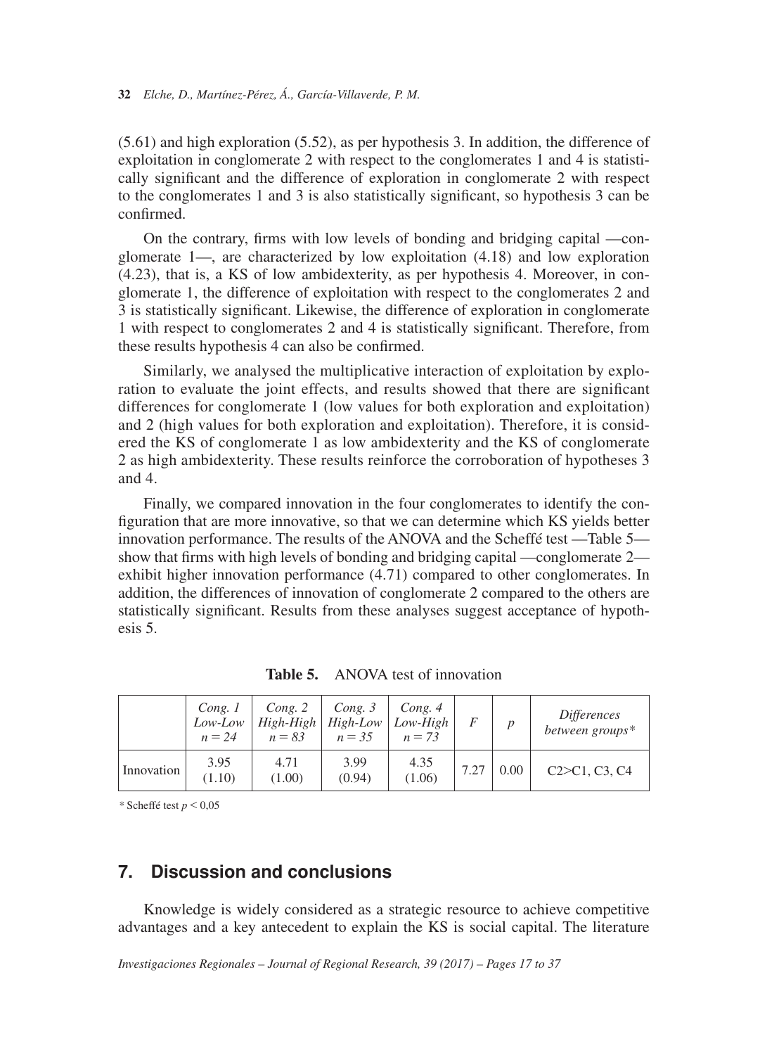(5.61) and high exploration (5.52), as per hypothesis 3. In addition, the difference of exploitation in conglomerate 2 with respect to the conglomerates 1 and 4 is statistically significant and the difference of exploration in conglomerate 2 with respect to the conglomerates 1 and 3 is also statistically significant, so hypothesis 3 can be confirmed.

On the contrary, firms with low levels of bonding and bridging capital —conglomerate 1—, are characterized by low exploitation (4.18) and low exploration (4.23), that is, a KS of low ambidexterity, as per hypothesis 4. Moreover, in conglomerate 1, the difference of exploitation with respect to the conglomerates 2 and 3 is statistically significant. Likewise, the difference of exploration in conglomerate 1 with respect to conglomerates 2 and 4 is statistically significant. Therefore, from these results hypothesis 4 can also be confirmed.

Similarly, we analysed the multiplicative interaction of exploitation by exploration to evaluate the joint effects, and results showed that there are significant differences for conglomerate 1 (low values for both exploration and exploitation) and 2 (high values for both exploration and exploitation). Therefore, it is considered the KS of conglomerate 1 as low ambidexterity and the KS of conglomerate 2 as high ambidexterity. These results reinforce the corroboration of hypotheses 3 and 4.

Finally, we compared innovation in the four conglomerates to identify the configuration that are more innovative, so that we can determine which KS yields better innovation performance. The results of the ANOVA and the Scheffé test —Table 5— show that firms with high levels of bonding and bridging capital —conglomerate 2— exhibit higher innovation performance (4.71) compared to other conglomerates. In addition, the differences of innovation of conglomerate 2 compared to the others are statistically significant. Results from these analyses suggest acceptance of hypothesis 5.

**Table 5.** ANOVA test of innovation

| | *Cong. 1 Low-Low n = 24* | *Cong. 2 High-High n = 83* | *Cong. 3 High-Low n = 35* | *Cong. 4 Low-High n = 73* | *F* | *p* | *Differences between groups\** |
|---|---|---|---|---|---|---|---|
| Innovation | 3.95 (1.10) | 4.71 (1.00) | 3.99 (0.94) | 4.35 (1.06) | 7.27 | 0.00 | C2>C1, C3, C4 |

\* Scheffé test $p < 0{,}05$

## 7. Discussion and conclusions

Knowledge is widely considered as a strategic resource to achieve competitive advantages and a key antecedent to explain the KS is social capital. The literature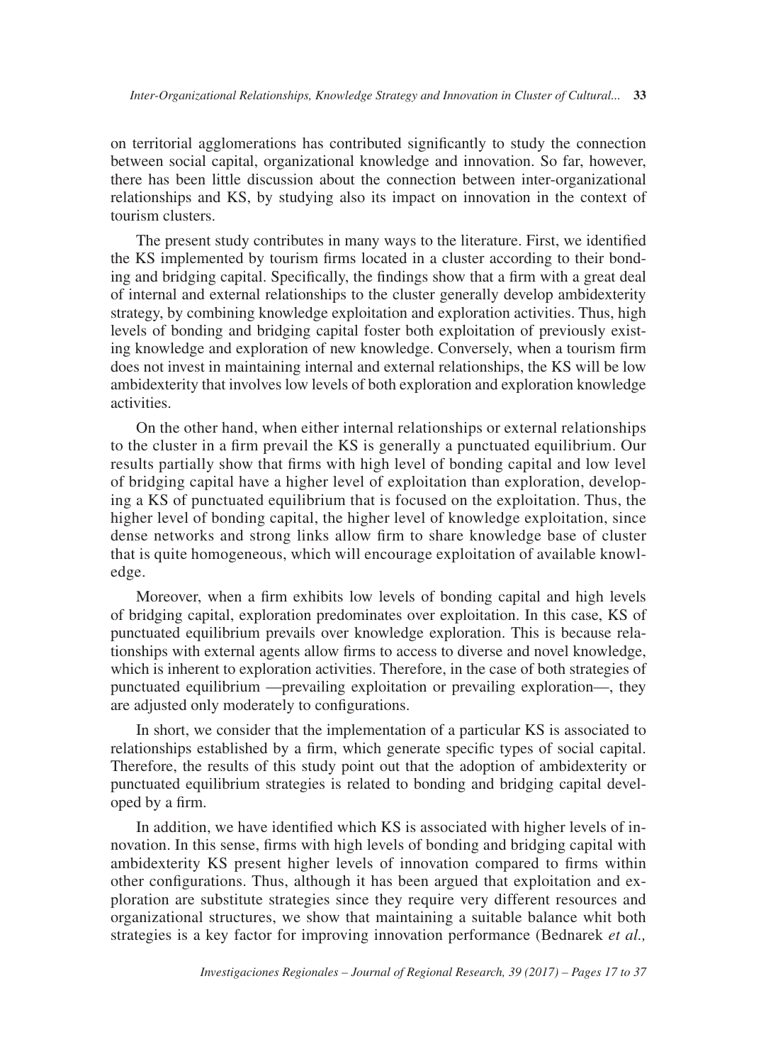on territorial agglomerations has contributed significantly to study the connection between social capital, organizational knowledge and innovation. So far, however, there has been little discussion about the connection between inter-organizational relationships and KS, by studying also its impact on innovation in the context of tourism clusters.

The present study contributes in many ways to the literature. First, we identified the KS implemented by tourism firms located in a cluster according to their bonding and bridging capital. Specifically, the findings show that a firm with a great deal of internal and external relationships to the cluster generally develop ambidexterity strategy, by combining knowledge exploitation and exploration activities. Thus, high levels of bonding and bridging capital foster both exploitation of previously existing knowledge and exploration of new knowledge. Conversely, when a tourism firm does not invest in maintaining internal and external relationships, the KS will be low ambidexterity that involves low levels of both exploration and exploration knowledge activities.

On the other hand, when either internal relationships or external relationships to the cluster in a firm prevail the KS is generally a punctuated equilibrium. Our results partially show that firms with high level of bonding capital and low level of bridging capital have a higher level of exploitation than exploration, developing a KS of punctuated equilibrium that is focused on the exploitation. Thus, the higher level of bonding capital, the higher level of knowledge exploitation, since dense networks and strong links allow firm to share knowledge base of cluster that is quite homogeneous, which will encourage exploitation of available knowledge.

Moreover, when a firm exhibits low levels of bonding capital and high levels of bridging capital, exploration predominates over exploitation. In this case, KS of punctuated equilibrium prevails over knowledge exploration. This is because relationships with external agents allow firms to access to diverse and novel knowledge, which is inherent to exploration activities. Therefore, in the case of both strategies of punctuated equilibrium —prevailing exploitation or prevailing exploration—, they are adjusted only moderately to configurations.

In short, we consider that the implementation of a particular KS is associated to relationships established by a firm, which generate specific types of social capital. Therefore, the results of this study point out that the adoption of ambidexterity or punctuated equilibrium strategies is related to bonding and bridging capital developed by a firm.

In addition, we have identified which KS is associated with higher levels of innovation. In this sense, firms with high levels of bonding and bridging capital with ambidexterity KS present higher levels of innovation compared to firms within other configurations. Thus, although it has been argued that exploitation and exploration are substitute strategies since they require very different resources and organizational structures, we show that maintaining a suitable balance whit both strategies is a key factor for improving innovation performance (Bednarek *et al.,*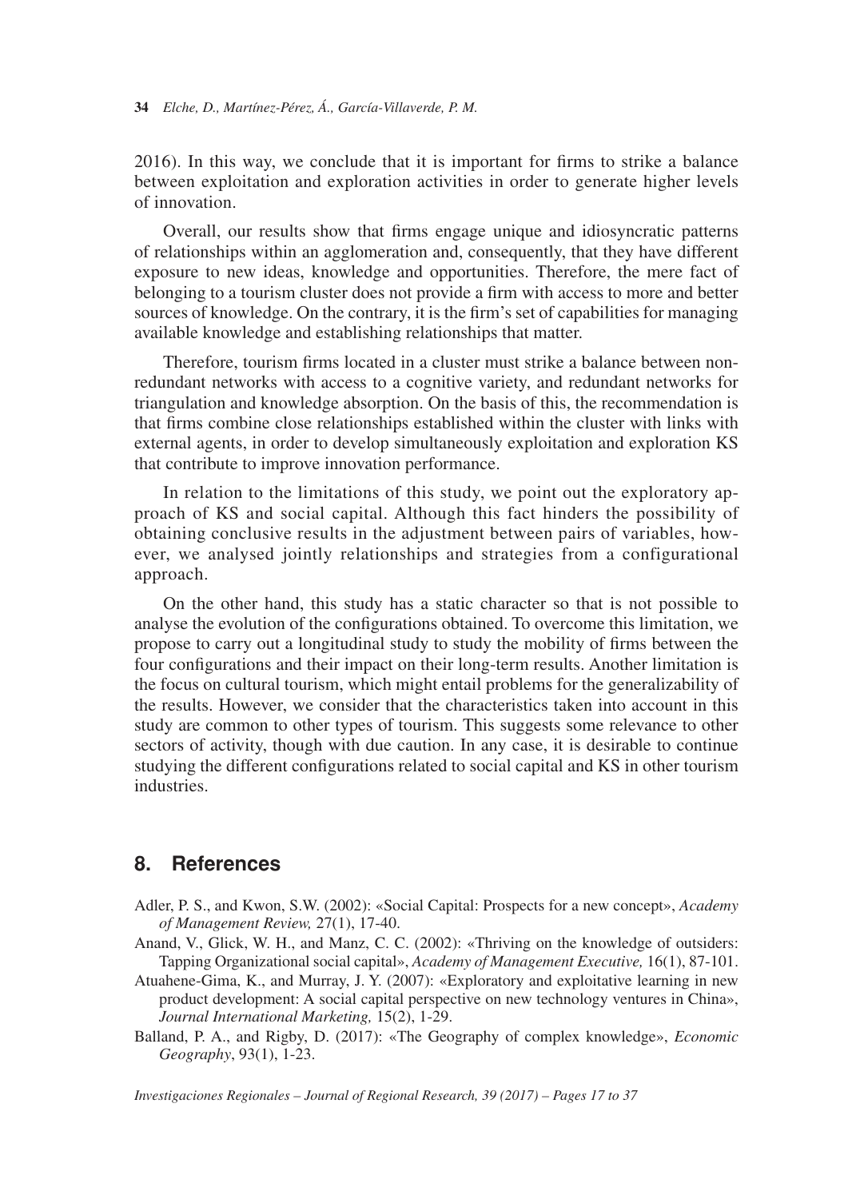2016). In this way, we conclude that it is important for firms to strike a balance between exploitation and exploration activities in order to generate higher levels of innovation.

Overall, our results show that firms engage unique and idiosyncratic patterns of relationships within an agglomeration and, consequently, that they have different exposure to new ideas, knowledge and opportunities. Therefore, the mere fact of belonging to a tourism cluster does not provide a firm with access to more and better sources of knowledge. On the contrary, it is the firm's set of capabilities for managing available knowledge and establishing relationships that matter.

Therefore, tourism firms located in a cluster must strike a balance between non-redundant networks with access to a cognitive variety, and redundant networks for triangulation and knowledge absorption. On the basis of this, the recommendation is that firms combine close relationships established within the cluster with links with external agents, in order to develop simultaneously exploitation and exploration KS that contribute to improve innovation performance.

In relation to the limitations of this study, we point out the exploratory approach of KS and social capital. Although this fact hinders the possibility of obtaining conclusive results in the adjustment between pairs of variables, however, we analysed jointly relationships and strategies from a configurational approach.

On the other hand, this study has a static character so that is not possible to analyse the evolution of the configurations obtained. To overcome this limitation, we propose to carry out a longitudinal study to study the mobility of firms between the four configurations and their impact on their long-term results. Another limitation is the focus on cultural tourism, which might entail problems for the generalizability of the results. However, we consider that the characteristics taken into account in this study are common to other types of tourism. This suggests some relevance to other sectors of activity, though with due caution. In any case, it is desirable to continue studying the different configurations related to social capital and KS in other tourism industries.

## 8. References

Adler, P. S., and Kwon, S.W. (2002): «Social Capital: Prospects for a new concept», *Academy of Management Review,* 27(1), 17-40.

Anand, V., Glick, W. H., and Manz, C. C. (2002): «Thriving on the knowledge of outsiders: Tapping Organizational social capital», *Academy of Management Executive,* 16(1), 87-101.

Atuahene-Gima, K., and Murray, J. Y. (2007): «Exploratory and exploitative learning in new product development: A social capital perspective on new technology ventures in China», *Journal International Marketing,* 15(2), 1-29.

Balland, P. A., and Rigby, D. (2017): «The Geography of complex knowledge», *Economic Geography*, 93(1), 1-23.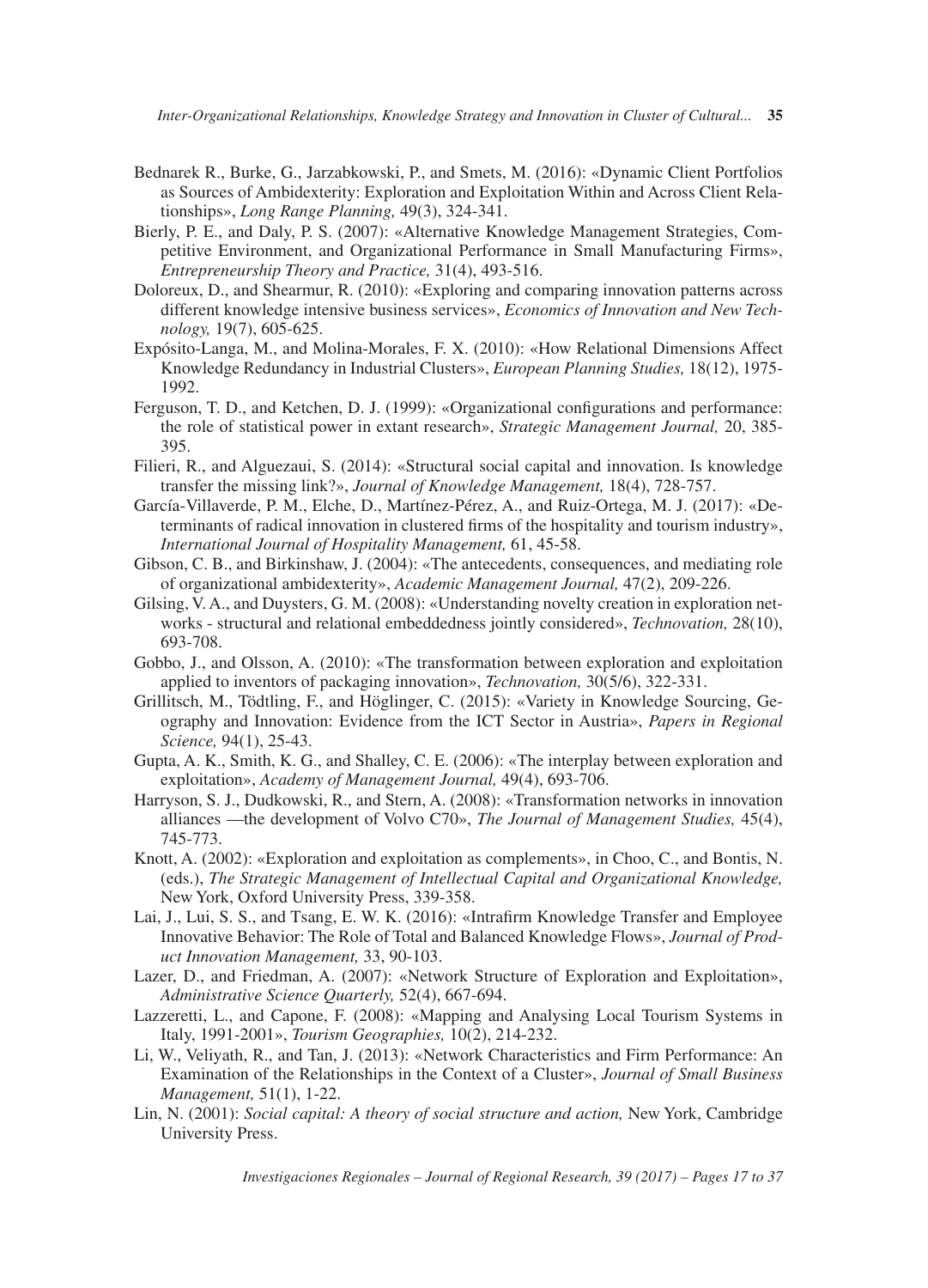Bednarek R., Burke, G., Jarzabkowski, P., and Smets, M. (2016): «Dynamic Client Portfolios as Sources of Ambidexterity: Exploration and Exploitation Within and Across Client Relationships», *Long Range Planning,* 49(3), 324-341.

Bierly, P. E., and Daly, P. S. (2007): «Alternative Knowledge Management Strategies, Competitive Environment, and Organizational Performance in Small Manufacturing Firms», *Entrepreneurship Theory and Practice,* 31(4), 493-516.

Doloreux, D., and Shearmur, R. (2010): «Exploring and comparing innovation patterns across different knowledge intensive business services», *Economics of Innovation and New Technology,* 19(7), 605-625.

Expósito-Langa, M., and Molina-Morales, F. X. (2010): «How Relational Dimensions Affect Knowledge Redundancy in Industrial Clusters», *European Planning Studies,* 18(12), 1975-1992.

Ferguson, T. D., and Ketchen, D. J. (1999): «Organizational configurations and performance: the role of statistical power in extant research», *Strategic Management Journal,* 20, 385-395.

Filieri, R., and Alguezaui, S. (2014): «Structural social capital and innovation. Is knowledge transfer the missing link?», *Journal of Knowledge Management,* 18(4), 728-757.

García-Villaverde, P. M., Elche, D., Martínez-Pérez, A., and Ruiz-Ortega, M. J. (2017): «Determinants of radical innovation in clustered firms of the hospitality and tourism industry», *International Journal of Hospitality Management,* 61, 45-58.

Gibson, C. B., and Birkinshaw, J. (2004): «The antecedents, consequences, and mediating role of organizational ambidexterity», *Academic Management Journal,* 47(2), 209-226.

Gilsing, V. A., and Duysters, G. M. (2008): «Understanding novelty creation in exploration networks - structural and relational embeddedness jointly considered», *Technovation,* 28(10), 693-708.

Gobbo, J., and Olsson, A. (2010): «The transformation between exploration and exploitation applied to inventors of packaging innovation», *Technovation,* 30(5/6), 322-331.

Grillitsch, M., Tödtling, F., and Höglinger, C. (2015): «Variety in Knowledge Sourcing, Geography and Innovation: Evidence from the ICT Sector in Austria», *Papers in Regional Science,* 94(1), 25-43.

Gupta, A. K., Smith, K. G., and Shalley, C. E. (2006): «The interplay between exploration and exploitation», *Academy of Management Journal,* 49(4), 693-706.

Harryson, S. J., Dudkowski, R., and Stern, A. (2008): «Transformation networks in innovation alliances —the development of Volvo C70», *The Journal of Management Studies,* 45(4), 745-773.

Knott, A. (2002): «Exploration and exploitation as complements», in Choo, C., and Bontis, N. (eds.), *The Strategic Management of Intellectual Capital and Organizational Knowledge,* New York, Oxford University Press, 339-358.

Lai, J., Lui, S. S., and Tsang, E. W. K. (2016): «Intrafirm Knowledge Transfer and Employee Innovative Behavior: The Role of Total and Balanced Knowledge Flows», *Journal of Product Innovation Management,* 33, 90-103.

Lazer, D., and Friedman, A. (2007): «Network Structure of Exploration and Exploitation», *Administrative Science Quarterly,* 52(4), 667-694.

Lazzeretti, L., and Capone, F. (2008): «Mapping and Analysing Local Tourism Systems in Italy, 1991-2001», *Tourism Geographies,* 10(2), 214-232.

Li, W., Veliyath, R., and Tan, J. (2013): «Network Characteristics and Firm Performance: An Examination of the Relationships in the Context of a Cluster», *Journal of Small Business Management,* 51(1), 1-22.

Lin, N. (2001): *Social capital: A theory of social structure and action,* New York, Cambridge University Press.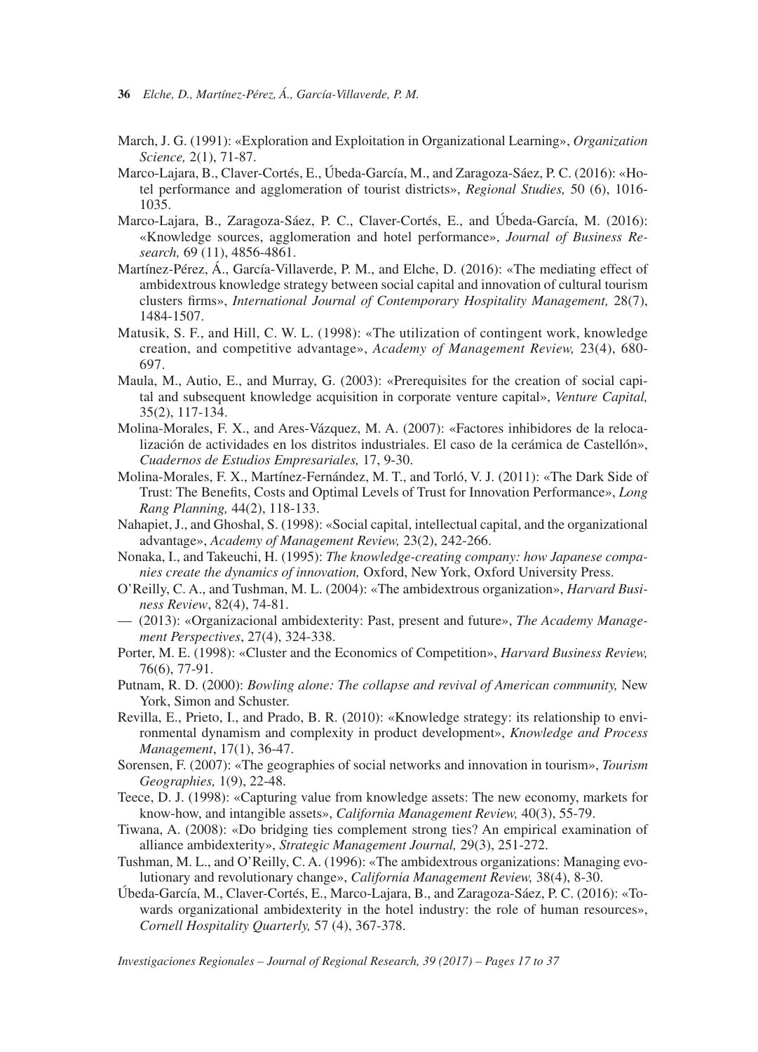March, J. G. (1991): «Exploration and Exploitation in Organizational Learning», *Organization Science,* 2(1), 71-87.

Marco-Lajara, B., Claver-Cortés, E., Úbeda-García, M., and Zaragoza-Sáez, P. C. (2016): «Hotel performance and agglomeration of tourist districts», *Regional Studies,* 50 (6), 1016-1035.

Marco-Lajara, B., Zaragoza-Sáez, P. C., Claver-Cortés, E., and Úbeda-García, M. (2016): «Knowledge sources, agglomeration and hotel performance», *Journal of Business Research,* 69 (11), 4856-4861.

Martínez-Pérez, Á., García-Villaverde, P. M., and Elche, D. (2016): «The mediating effect of ambidextrous knowledge strategy between social capital and innovation of cultural tourism clusters firms», *International Journal of Contemporary Hospitality Management,* 28(7), 1484-1507.

Matusik, S. F., and Hill, C. W. L. (1998): «The utilization of contingent work, knowledge creation, and competitive advantage», *Academy of Management Review,* 23(4), 680-697.

Maula, M., Autio, E., and Murray, G. (2003): «Prerequisites for the creation of social capital and subsequent knowledge acquisition in corporate venture capital», *Venture Capital,* 35(2), 117-134.

Molina-Morales, F. X., and Ares-Vázquez, M. A. (2007): «Factores inhibidores de la relocalización de actividades en los distritos industriales. El caso de la cerámica de Castellón», *Cuadernos de Estudios Empresariales,* 17, 9-30.

Molina-Morales, F. X., Martínez-Fernández, M. T., and Torló, V. J. (2011): «The Dark Side of Trust: The Benefits, Costs and Optimal Levels of Trust for Innovation Performance», *Long Rang Planning,* 44(2), 118-133.

Nahapiet, J., and Ghoshal, S. (1998): «Social capital, intellectual capital, and the organizational advantage», *Academy of Management Review,* 23(2), 242-266.

Nonaka, I., and Takeuchi, H. (1995): *The knowledge-creating company: how Japanese companies create the dynamics of innovation,* Oxford, New York, Oxford University Press.

O'Reilly, C. A., and Tushman, M. L. (2004): «The ambidextrous organization», *Harvard Business Review*, 82(4), 74-81.

— (2013): «Organizacional ambidexterity: Past, present and future», *The Academy Management Perspectives*, 27(4), 324-338.

Porter, M. E. (1998): «Cluster and the Economics of Competition», *Harvard Business Review,* 76(6), 77-91.

Putnam, R. D. (2000): *Bowling alone: The collapse and revival of American community,* New York, Simon and Schuster.

Revilla, E., Prieto, I., and Prado, B. R. (2010): «Knowledge strategy: its relationship to environmental dynamism and complexity in product development», *Knowledge and Process Management*, 17(1), 36-47.

Sorensen, F. (2007): «The geographies of social networks and innovation in tourism», *Tourism Geographies,* 1(9), 22-48.

Teece, D. J. (1998): «Capturing value from knowledge assets: The new economy, markets for know-how, and intangible assets», *California Management Review,* 40(3), 55-79.

Tiwana, A. (2008): «Do bridging ties complement strong ties? An empirical examination of alliance ambidexterity», *Strategic Management Journal,* 29(3), 251-272.

Tushman, M. L., and O'Reilly, C. A. (1996): «The ambidextrous organizations: Managing evolutionary and revolutionary change», *California Management Review,* 38(4), 8-30.

Úbeda-García, M., Claver-Cortés, E., Marco-Lajara, B., and Zaragoza-Sáez, P. C. (2016): «Towards organizational ambidexterity in the hotel industry: the role of human resources», *Cornell Hospitality Quarterly,* 57 (4), 367-378.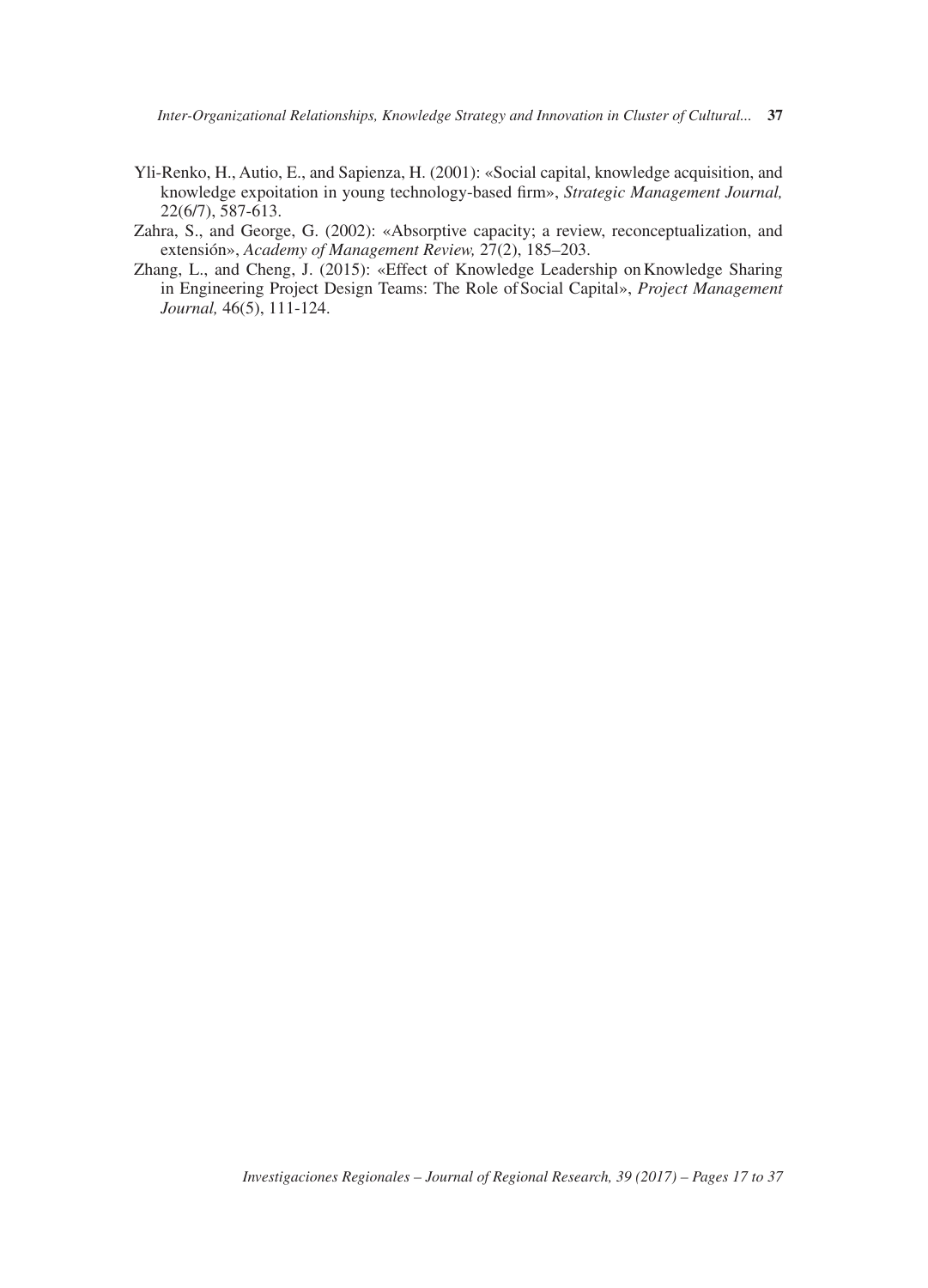Yli-Renko, H., Autio, E., and Sapienza, H. (2001): «Social capital, knowledge acquisition, and knowledge expoitation in young technology-based firm», *Strategic Management Journal,* 22(6/7), 587-613.

Zahra, S., and George, G. (2002): «Absorptive capacity; a review, reconceptualization, and extensión», *Academy of Management Review,* 27(2), 185–203.

Zhang, L., and Cheng, J. (2015): «Effect of Knowledge Leadership on Knowledge Sharing in Engineering Project Design Teams: The Role of Social Capital», *Project Management Journal,* 46(5), 111-124.